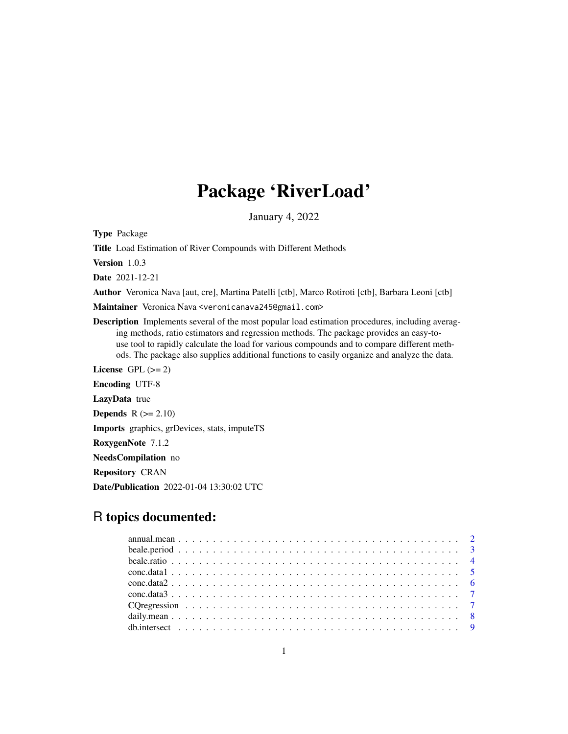# Package 'RiverLoad'

January 4, 2022

**Type** Package

**Title** Load Estimation of River Compounds with Different Methods

**Version** 1.0.3

**Date** 2021-12-21

**Author** Veronica Nava [aut, cre], Martina Patelli [ctb], Marco Rotiroti [ctb], Barbara Leoni [ctb]

**Maintainer** Veronica Nava <veronicanava245@gmail.com>

**Description** Implements several of the most popular load estimation procedures, including averaging methods, ratio estimators and regression methods. The package provides an easy-to-use tool to rapidly calculate the load for various compounds and to compare different methods. The package also supplies additional functions to easily organize and analyze the data.

**License** GPL (>= 2)

**Encoding** UTF-8

**LazyData** true

**Depends** R (>= 2.10)

**Imports** graphics, grDevices, stats, imputeTS

**RoxygenNote** 7.1.2

**NeedsCompilation** no

**Repository** CRAN

**Date/Publication** 2022-01-04 13:30:02 UTC

## R topics documented:

- annual.mean . . . . . . . . . . 2
- beale.period . . . . . . . . . . 3
- beale.ratio . . . . . . . . . . 4
- conc.data1 . . . . . . . . . . 5
- conc.data2 . . . . . . . . . . 6
- conc.data3 . . . . . . . . . . 7
- CQregression . . . . . . . . . . 7
- daily.mean . . . . . . . . . . 8
- db.intersect . . . . . . . . . . 9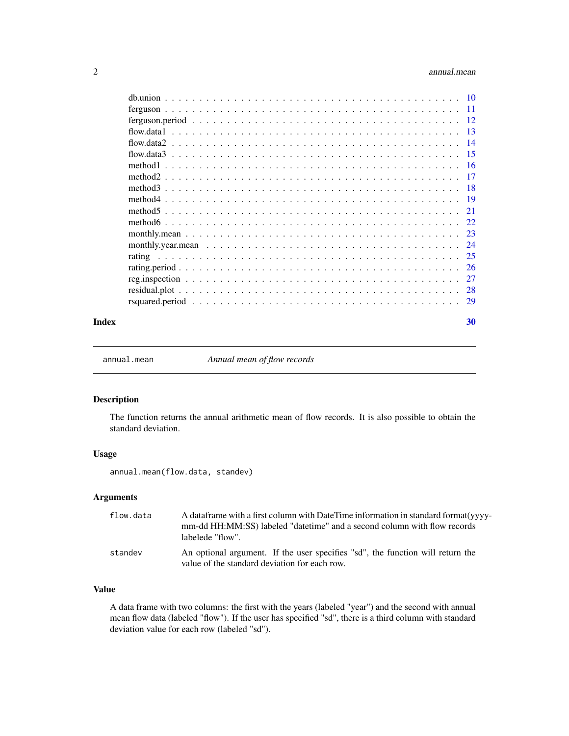db.union . . . . . . . . . . . . . . . . . . . . . . . . . . . . . . . . . . . . . . . . 10
ferguson . . . . . . . . . . . . . . . . . . . . . . . . . . . . . . . . . . . . . . . . 11
ferguson.period . . . . . . . . . . . . . . . . . . . . . . . . . . . . . . . . . . . . . 12
flow.data1 . . . . . . . . . . . . . . . . . . . . . . . . . . . . . . . . . . . . . . . 13
flow.data2 . . . . . . . . . . . . . . . . . . . . . . . . . . . . . . . . . . . . . . . 14
flow.data3 . . . . . . . . . . . . . . . . . . . . . . . . . . . . . . . . . . . . . . . 15
method1 . . . . . . . . . . . . . . . . . . . . . . . . . . . . . . . . . . . . . . . . 16
method2 . . . . . . . . . . . . . . . . . . . . . . . . . . . . . . . . . . . . . . . . 17
method3 . . . . . . . . . . . . . . . . . . . . . . . . . . . . . . . . . . . . . . . . 18
method4 . . . . . . . . . . . . . . . . . . . . . . . . . . . . . . . . . . . . . . . . 19
method5 . . . . . . . . . . . . . . . . . . . . . . . . . . . . . . . . . . . . . . . . 21
method6 . . . . . . . . . . . . . . . . . . . . . . . . . . . . . . . . . . . . . . . . 22
monthly.mean . . . . . . . . . . . . . . . . . . . . . . . . . . . . . . . . . . . . . . 23
monthly.year.mean . . . . . . . . . . . . . . . . . . . . . . . . . . . . . . . . . . . 24
rating . . . . . . . . . . . . . . . . . . . . . . . . . . . . . . . . . . . . . . . . . 25
rating.period . . . . . . . . . . . . . . . . . . . . . . . . . . . . . . . . . . . . . . 26
reg.inspection . . . . . . . . . . . . . . . . . . . . . . . . . . . . . . . . . . . . . 27
residual.plot . . . . . . . . . . . . . . . . . . . . . . . . . . . . . . . . . . . . . . 28
rsquared.period . . . . . . . . . . . . . . . . . . . . . . . . . . . . . . . . . . . . . 29

**Index** **30**

---

`annual.mean` *Annual mean of flow records*

---

## Description

The function returns the annual arithmetic mean of flow records. It is also possible to obtain the standard deviation.

## Usage

```
annual.mean(flow.data, standev)
```

## Arguments

| | |
|---|---|
| `flow.data` | A dataframe with a first column with DateTime information in standard format(yyyy-mm-dd HH:MM:SS) labeled "datetime" and a second column with flow records labelede "flow". |
| `standev` | An optional argument. If the user specifies "sd", the function will return the value of the standard deviation for each row. |

## Value

A data frame with two columns: the first with the years (labeled "year") and the second with annual mean flow data (labeled "flow"). If the user has specified "sd", there is a third column with standard deviation value for each row (labeled "sd").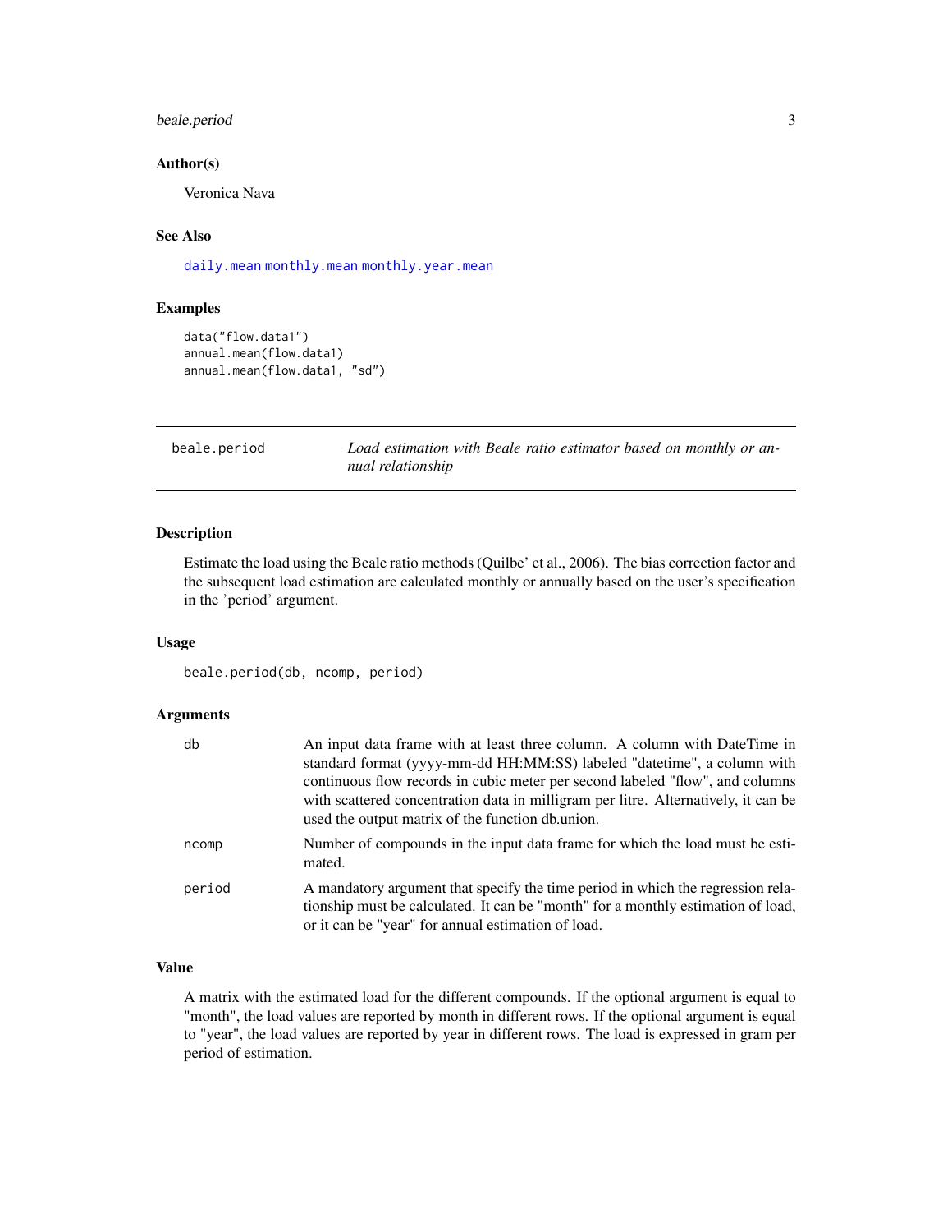### Author(s)

Veronica Nava

### See Also

daily.mean monthly.mean monthly.year.mean

### Examples

```
data("flow.data1")
annual.mean(flow.data1)
annual.mean(flow.data1, "sd")
```

---

## beale.period — *Load estimation with Beale ratio estimator based on monthly or annual relationship*

---

### Description

Estimate the load using the Beale ratio methods (Quilbe' et al., 2006). The bias correction factor and the subsequent load estimation are calculated monthly or annually based on the user's specification in the 'period' argument.

### Usage

```
beale.period(db, ncomp, period)
```

### Arguments

| | |
|---|---|
| db | An input data frame with at least three column. A column with DateTime in standard format (yyyy-mm-dd HH:MM:SS) labeled "datetime", a column with continuous flow records in cubic meter per second labeled "flow", and columns with scattered concentration data in milligram per litre. Alternatively, it can be used the output matrix of the function db.union. |
| ncomp | Number of compounds in the input data frame for which the load must be estimated. |
| period | A mandatory argument that specify the time period in which the regression relationship must be calculated. It can be "month" for a monthly estimation of load, or it can be "year" for annual estimation of load. |

### Value

A matrix with the estimated load for the different compounds. If the optional argument is equal to "month", the load values are reported by month in different rows. If the optional argument is equal to "year", the load values are reported by year in different rows. The load is expressed in gram per period of estimation.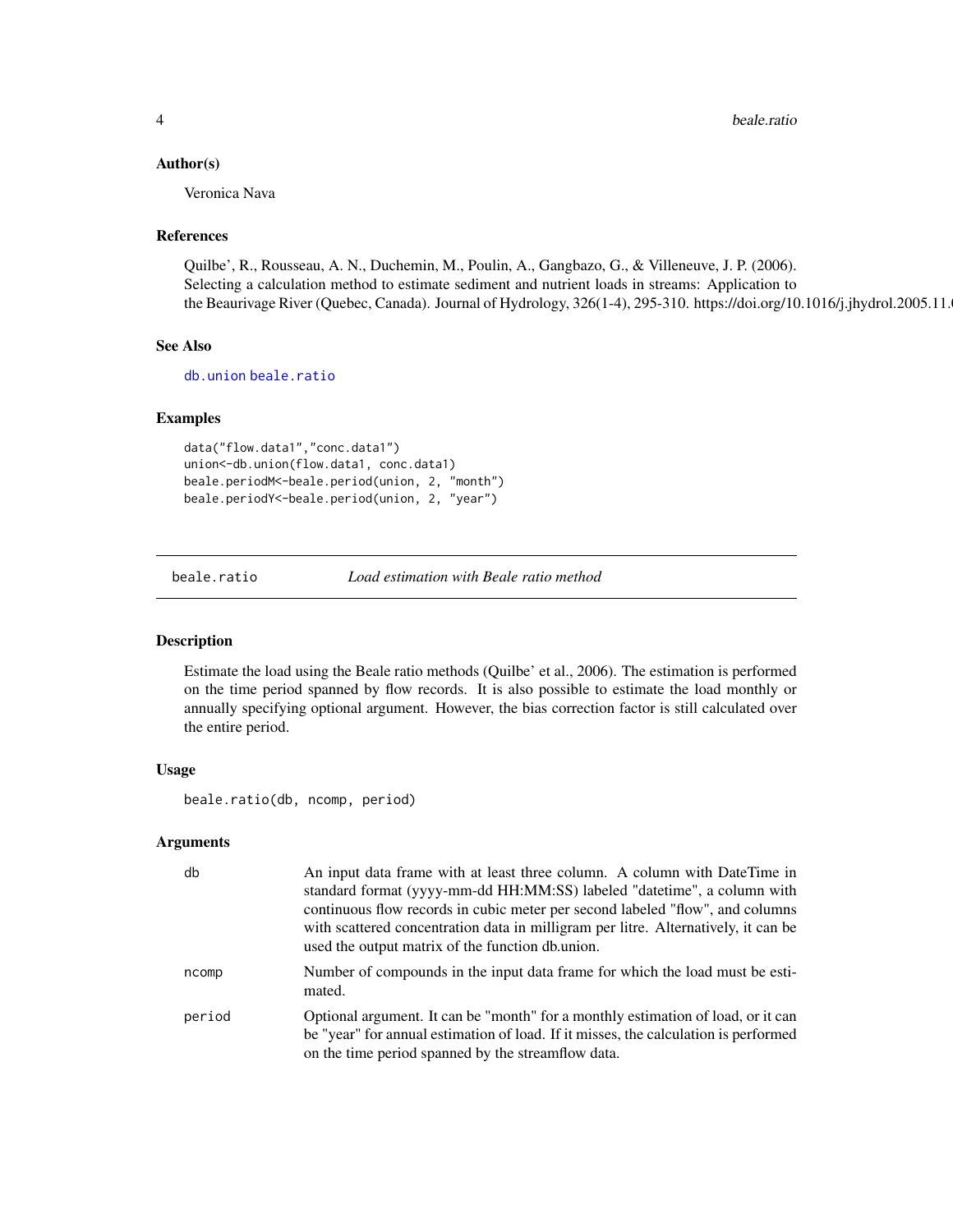### Author(s)

Veronica Nava

### References

Quilbe', R., Rousseau, A. N., Duchemin, M., Poulin, A., Gangbazo, G., & Villeneuve, J. P. (2006). Selecting a calculation method to estimate sediment and nutrient loads in streams: Application to the Beaurivage River (Quebec, Canada). Journal of Hydrology, 326(1-4), 295-310. https://doi.org/10.1016/j.jhydrol.2005.11.0

### See Also

db.union beale.ratio

### Examples

```
data("flow.data1","conc.data1")
union<-db.union(flow.data1, conc.data1)
beale.periodM<-beale.period(union, 2, "month")
beale.periodY<-beale.period(union, 2, "year")
```

---

## beale.ratio *Load estimation with Beale ratio method*

### Description

Estimate the load using the Beale ratio methods (Quilbe' et al., 2006). The estimation is performed on the time period spanned by flow records. It is also possible to estimate the load monthly or annually specifying optional argument. However, the bias correction factor is still calculated over the entire period.

### Usage

```
beale.ratio(db, ncomp, period)
```

### Arguments

| | |
|---|---|
| db | An input data frame with at least three column. A column with DateTime in standard format (yyyy-mm-dd HH:MM:SS) labeled "datetime", a column with continuous flow records in cubic meter per second labeled "flow", and columns with scattered concentration data in milligram per litre. Alternatively, it can be used the output matrix of the function db.union. |
| ncomp | Number of compounds in the input data frame for which the load must be estimated. |
| period | Optional argument. It can be "month" for a monthly estimation of load, or it can be "year" for annual estimation of load. If it misses, the calculation is performed on the time period spanned by the streamflow data. |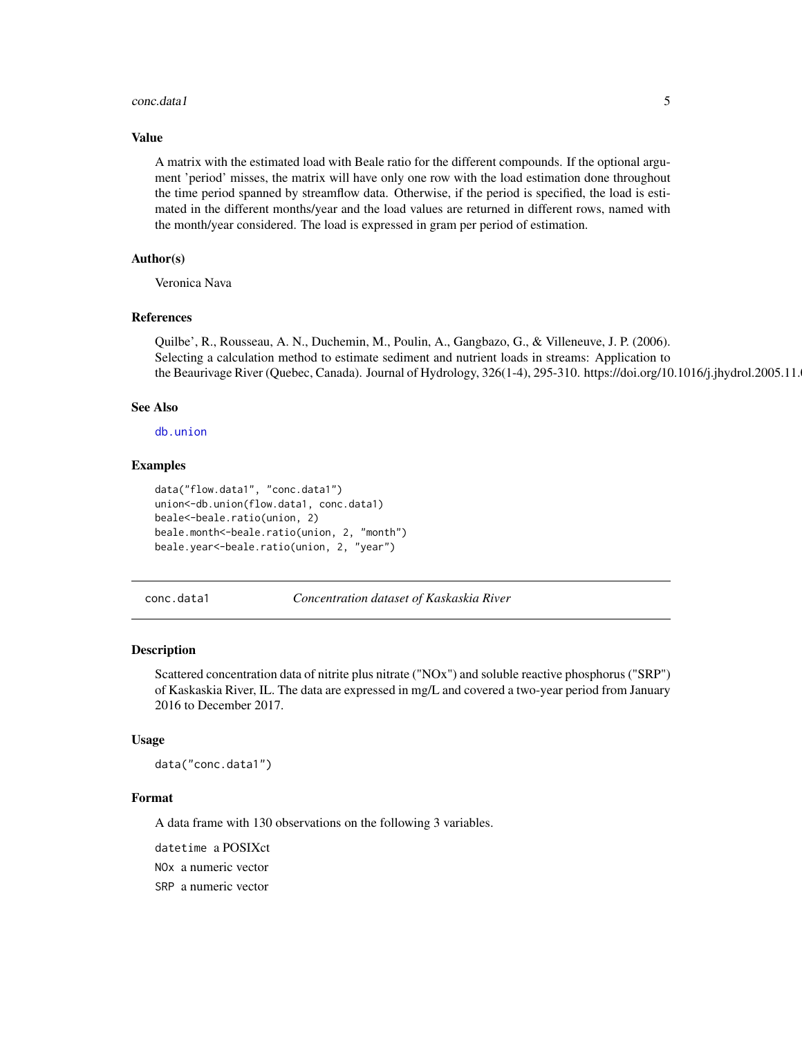### Value

A matrix with the estimated load with Beale ratio for the different compounds. If the optional argument 'period' misses, the matrix will have only one row with the load estimation done throughout the time period spanned by streamflow data. Otherwise, if the period is specified, the load is estimated in the different months/year and the load values are returned in different rows, named with the month/year considered. The load is expressed in gram per period of estimation.

### Author(s)

Veronica Nava

### References

Quilbe', R., Rousseau, A. N., Duchemin, M., Poulin, A., Gangbazo, G., & Villeneuve, J. P. (2006). Selecting a calculation method to estimate sediment and nutrient loads in streams: Application to the Beaurivage River (Quebec, Canada). Journal of Hydrology, 326(1-4), 295-310. https://doi.org/10.1016/j.jhydrol.2005.11.

### See Also

db.union

### Examples

```
data("flow.data1", "conc.data1")
union<-db.union(flow.data1, conc.data1)
beale<-beale.ratio(union, 2)
beale.month<-beale.ratio(union, 2, "month")
beale.year<-beale.ratio(union, 2, "year")
```

---

## conc.data1 — *Concentration dataset of Kaskaskia River*

### Description

Scattered concentration data of nitrite plus nitrate ("NOx") and soluble reactive phosphorus ("SRP") of Kaskaskia River, IL. The data are expressed in mg/L and covered a two-year period from January 2016 to December 2017.

### Usage

```
data("conc.data1")
```

### Format

A data frame with 130 observations on the following 3 variables.

`datetime` a POSIXct

`NOx` a numeric vector

`SRP` a numeric vector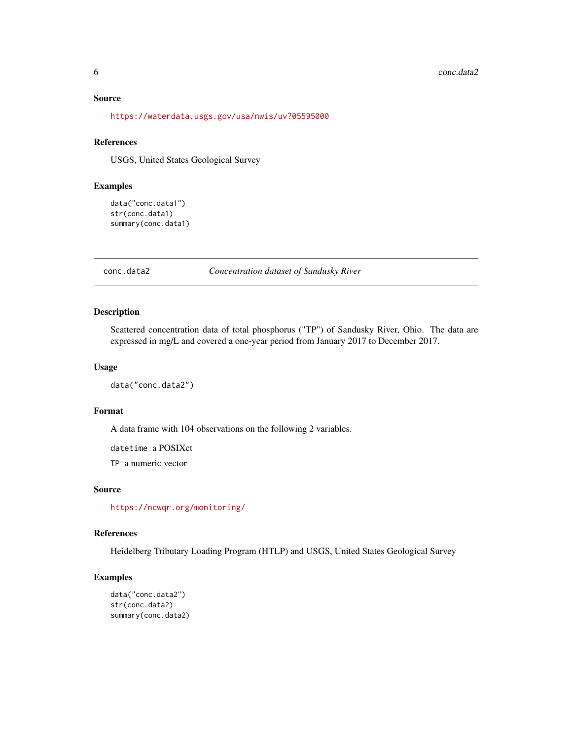### Source

https://waterdata.usgs.gov/usa/nwis/uv?05595000

### References

USGS, United States Geological Survey

### Examples

```
data("conc.data1")
str(conc.data1)
summary(conc.data1)
```

---

## conc.data2 — *Concentration dataset of Sandusky River*

### Description

Scattered concentration data of total phosphorus ("TP") of Sandusky River, Ohio. The data are expressed in mg/L and covered a one-year period from January 2017 to December 2017.

### Usage

```
data("conc.data2")
```

### Format

A data frame with 104 observations on the following 2 variables.

`datetime` a POSIXct

`TP` a numeric vector

### Source

https://ncwqr.org/monitoring/

### References

Heidelberg Tributary Loading Program (HTLP) and USGS, United States Geological Survey

### Examples

```
data("conc.data2")
str(conc.data2)
summary(conc.data2)
```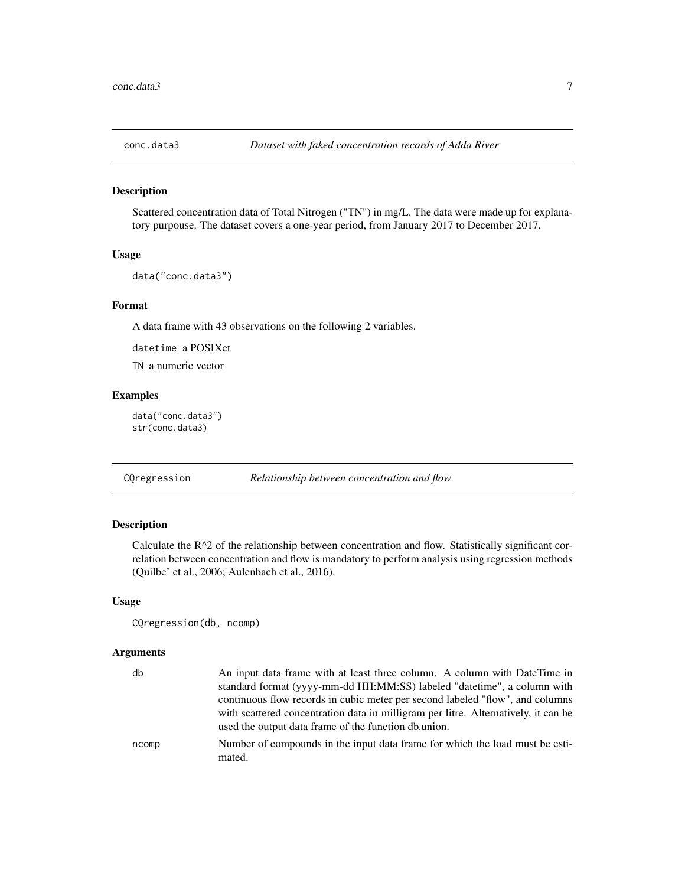## conc.data3 — *Dataset with faked concentration records of Adda River*

### Description

Scattered concentration data of Total Nitrogen ("TN") in mg/L. The data were made up for explanatory purpouse. The dataset covers a one-year period, from January 2017 to December 2017.

### Usage

```
data("conc.data3")
```

### Format

A data frame with 43 observations on the following 2 variables.

`datetime` a POSIXct

`TN` a numeric vector

### Examples

```
data("conc.data3")
str(conc.data3)
```

## CQregression — *Relationship between concentration and flow*

### Description

Calculate the $R^2$ of the relationship between concentration and flow. Statistically significant correlation between concentration and flow is mandatory to perform analysis using regression methods (Quilbe' et al., 2006; Aulenbach et al., 2016).

### Usage

```
CQregression(db, ncomp)
```

### Arguments

| | |
|---|---|
| db | An input data frame with at least three column. A column with DateTime in standard format (yyyy-mm-dd HH:MM:SS) labeled "datetime", a column with continuous flow records in cubic meter per second labeled "flow", and columns with scattered concentration data in milligram per litre. Alternatively, it can be used the output data frame of the function db.union. |
| ncomp | Number of compounds in the input data frame for which the load must be estimated. |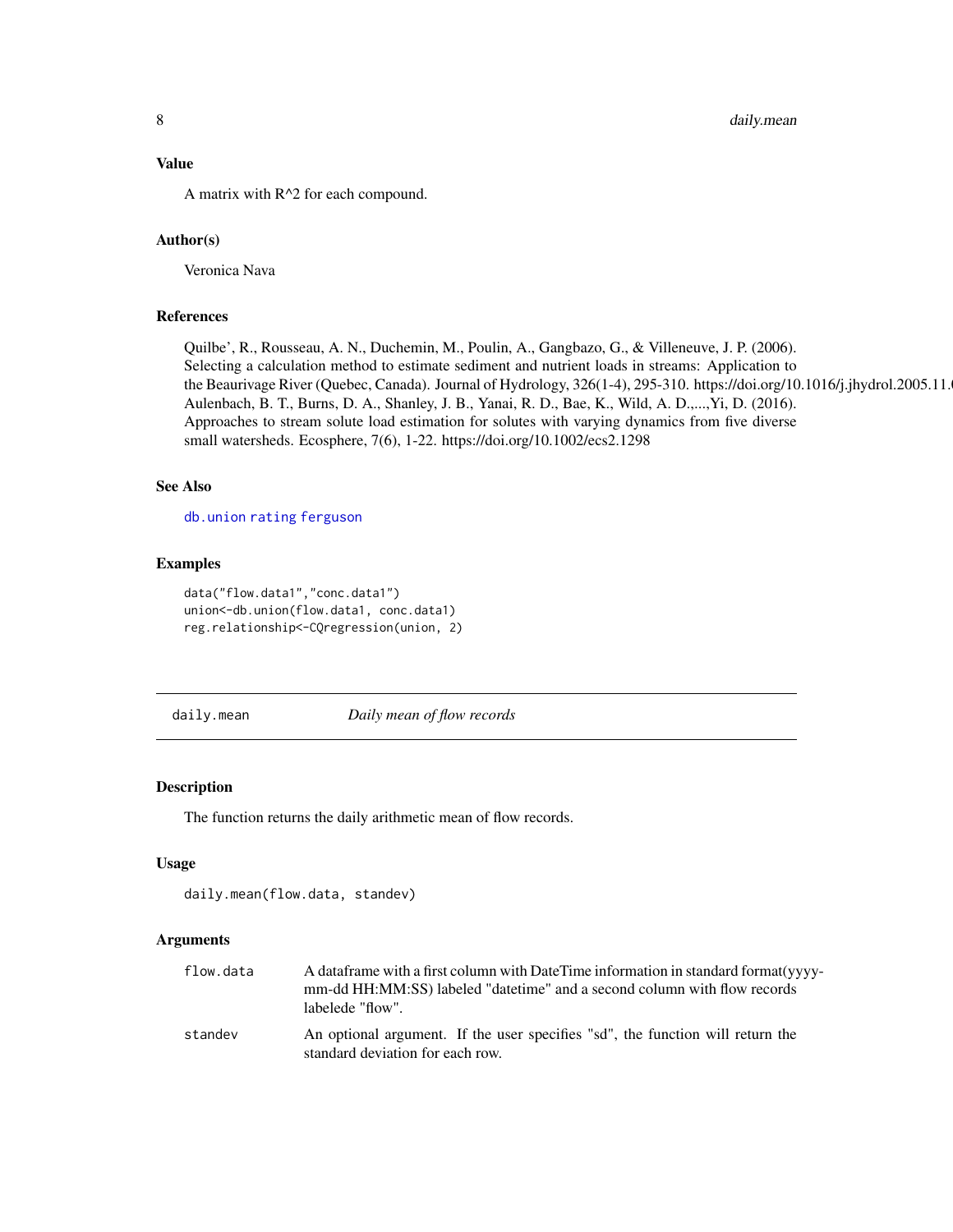### Value

A matrix with $R^2$ for each compound.

### Author(s)

Veronica Nava

### References

Quilbe', R., Rousseau, A. N., Duchemin, M., Poulin, A., Gangbazo, G., & Villeneuve, J. P. (2006). Selecting a calculation method to estimate sediment and nutrient loads in streams: Application to the Beaurivage River (Quebec, Canada). Journal of Hydrology, 326(1-4), 295-310. https://doi.org/10.1016/j.jhydrol.2005.11.0 Aulenbach, B. T., Burns, D. A., Shanley, J. B., Yanai, R. D., Bae, K., Wild, A. D.,...,Yi, D. (2016). Approaches to stream solute load estimation for solutes with varying dynamics from five diverse small watersheds. Ecosphere, 7(6), 1-22. https://doi.org/10.1002/ecs2.1298

### See Also

`db.union` `rating` `ferguson`

### Examples

```
data("flow.data1","conc.data1")
union<-db.union(flow.data1, conc.data1)
reg.relationship<-CQregression(union, 2)
```

---

## daily.mean — *Daily mean of flow records*

### Description

The function returns the daily arithmetic mean of flow records.

### Usage

```
daily.mean(flow.data, standev)
```

### Arguments

| | |
|---|---|
| `flow.data` | A dataframe with a first column with DateTime information in standard format(yyyy-mm-dd HH:MM:SS) labeled "datetime" and a second column with flow records labelede "flow". |
| `standev` | An optional argument. If the user specifies "sd", the function will return the standard deviation for each row. |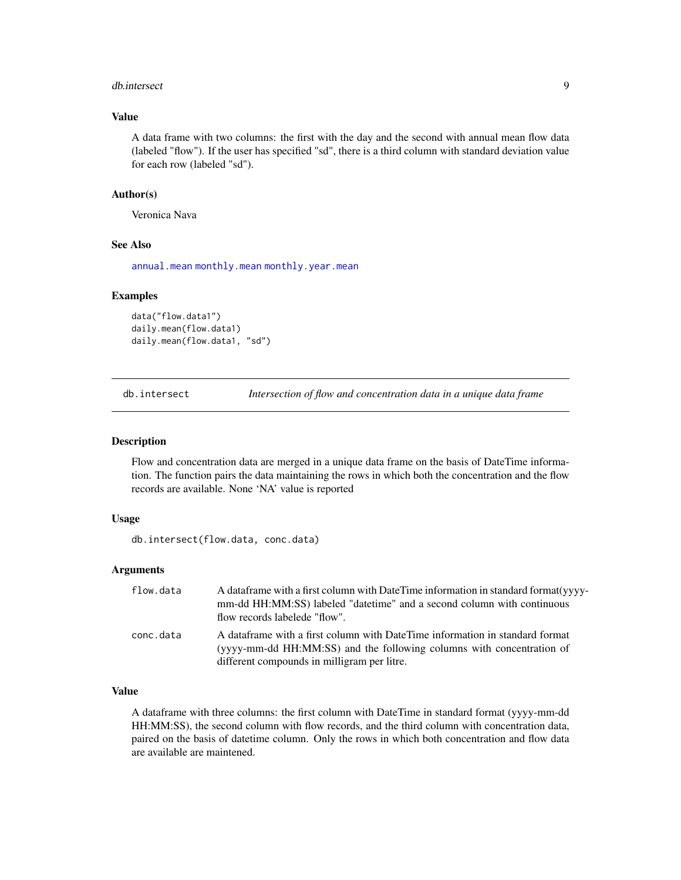### Value

A data frame with two columns: the first with the day and the second with annual mean flow data (labeled "flow"). If the user has specified "sd", there is a third column with standard deviation value for each row (labeled "sd").

### Author(s)

Veronica Nava

### See Also

annual.mean monthly.mean monthly.year.mean

### Examples

```
data("flow.data1")
daily.mean(flow.data1)
daily.mean(flow.data1, "sd")
```

---

## db.intersect — *Intersection of flow and concentration data in a unique data frame*

---

### Description

Flow and concentration data are merged in a unique data frame on the basis of DateTime information. The function pairs the data maintaining the rows in which both the concentration and the flow records are available. None 'NA' value is reported

### Usage

```
db.intersect(flow.data, conc.data)
```

### Arguments

| | |
|---|---|
| flow.data | A dataframe with a first column with DateTime information in standard format(yyyy-mm-dd HH:MM:SS) labeled "datetime" and a second column with continuous flow records labelede "flow". |
| conc.data | A dataframe with a first column with DateTime information in standard format (yyyy-mm-dd HH:MM:SS) and the following columns with concentration of different compounds in milligram per litre. |

### Value

A dataframe with three columns: the first column with DateTime in standard format (yyyy-mm-dd HH:MM:SS), the second column with flow records, and the third column with concentration data, paired on the basis of datetime column. Only the rows in which both concentration and flow data are available are maintened.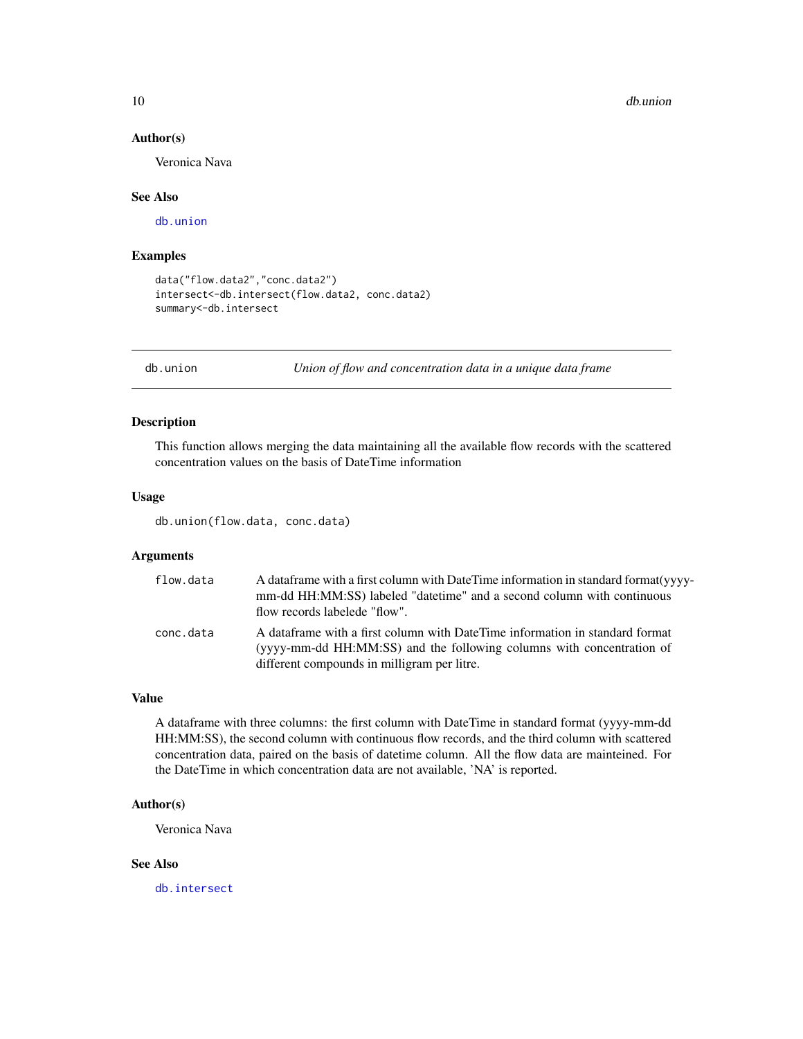### Author(s)

Veronica Nava

### See Also

db.union

### Examples

```
data("flow.data2","conc.data2")
intersect<-db.intersect(flow.data2, conc.data2)
summary<-db.intersect
```

---

## db.union — *Union of flow and concentration data in a unique data frame*

### Description

This function allows merging the data maintaining all the available flow records with the scattered concentration values on the basis of DateTime information

### Usage

```
db.union(flow.data, conc.data)
```

### Arguments

| | |
|---|---|
| flow.data | A dataframe with a first column with DateTime information in standard format(yyyy-mm-dd HH:MM:SS) labeled "datetime" and a second column with continuous flow records labelede "flow". |
| conc.data | A dataframe with a first column with DateTime information in standard format (yyyy-mm-dd HH:MM:SS) and the following columns with concentration of different compounds in milligram per litre. |

### Value

A dataframe with three columns: the first column with DateTime in standard format (yyyy-mm-dd HH:MM:SS), the second column with continuous flow records, and the third column with scattered concentration data, paired on the basis of datetime column. All the flow data are mainteined. For the DateTime in which concentration data are not available, 'NA' is reported.

### Author(s)

Veronica Nava

### See Also

db.intersect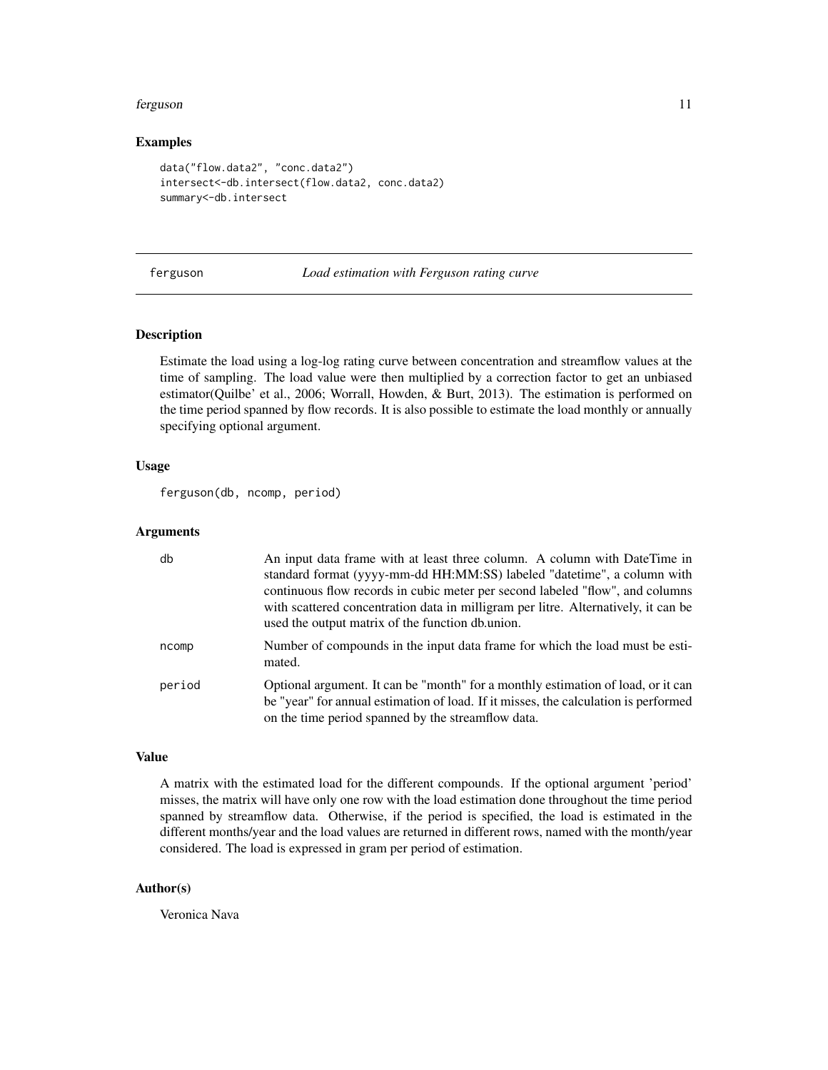## Examples

```
data("flow.data2", "conc.data2")
intersect<-db.intersect(flow.data2, conc.data2)
summary<-db.intersect
```

---

# ferguson *Load estimation with Ferguson rating curve*

---

### Description

Estimate the load using a log-log rating curve between concentration and streamflow values at the time of sampling. The load value were then multiplied by a correction factor to get an unbiased estimator(Quilbe' et al., 2006; Worrall, Howden, & Burt, 2013). The estimation is performed on the time period spanned by flow records. It is also possible to estimate the load monthly or annually specifying optional argument.

### Usage

```
ferguson(db, ncomp, period)
```

### Arguments

| | |
|---|---|
| db | An input data frame with at least three column. A column with DateTime in standard format (yyyy-mm-dd HH:MM:SS) labeled "datetime", a column with continuous flow records in cubic meter per second labeled "flow", and columns with scattered concentration data in milligram per litre. Alternatively, it can be used the output matrix of the function db.union. |
| ncomp | Number of compounds in the input data frame for which the load must be estimated. |
| period | Optional argument. It can be "month" for a monthly estimation of load, or it can be "year" for annual estimation of load. If it misses, the calculation is performed on the time period spanned by the streamflow data. |

### Value

A matrix with the estimated load for the different compounds. If the optional argument 'period' misses, the matrix will have only one row with the load estimation done throughout the time period spanned by streamflow data. Otherwise, if the period is specified, the load is estimated in the different months/year and the load values are returned in different rows, named with the month/year considered. The load is expressed in gram per period of estimation.

### Author(s)

Veronica Nava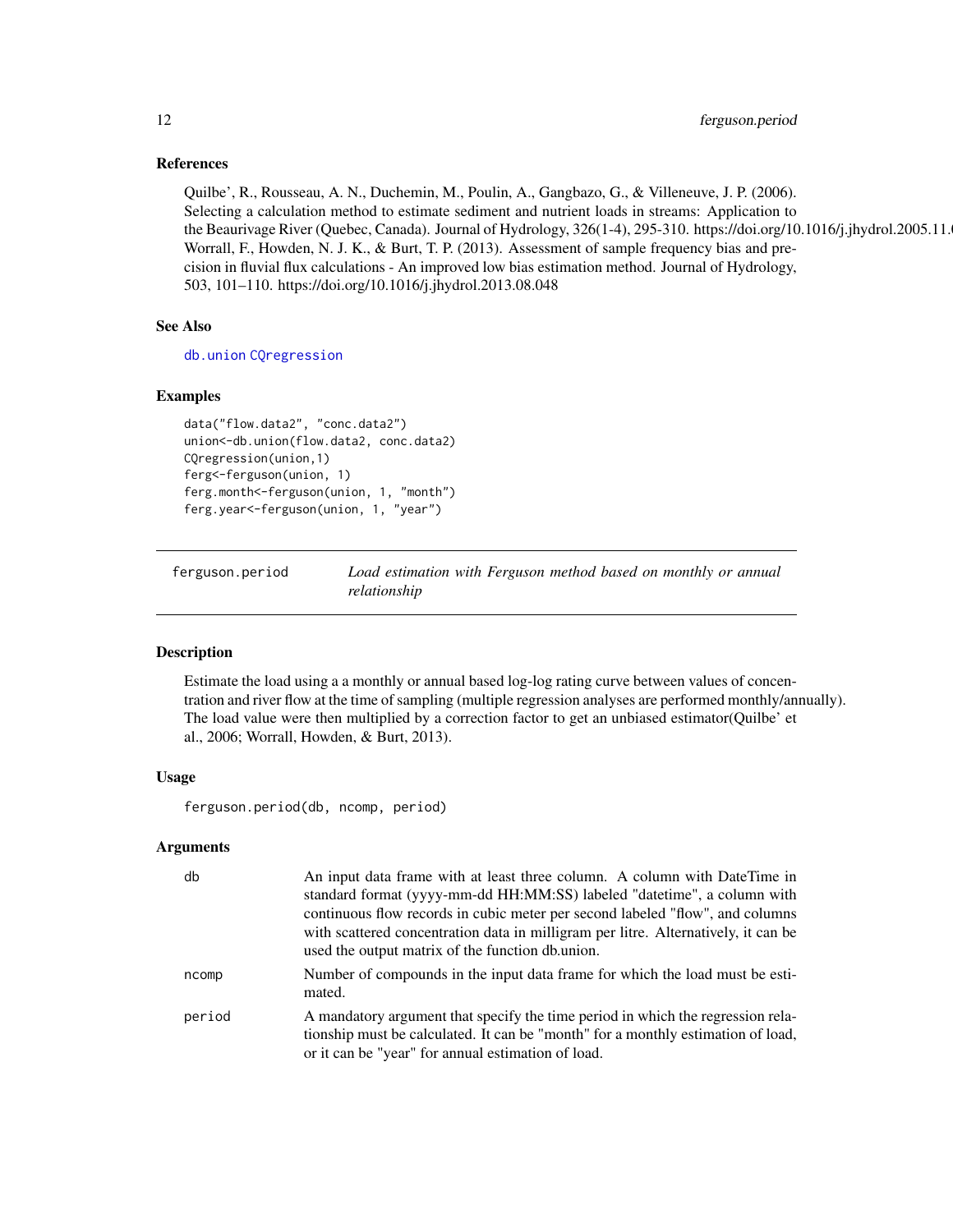### References

Quilbe', R., Rousseau, A. N., Duchemin, M., Poulin, A., Gangbazo, G., & Villeneuve, J. P. (2006). Selecting a calculation method to estimate sediment and nutrient loads in streams: Application to the Beaurivage River (Quebec, Canada). Journal of Hydrology, 326(1-4), 295-310. https://doi.org/10.1016/j.jhydrol.2005.11.0
Worrall, F., Howden, N. J. K., & Burt, T. P. (2013). Assessment of sample frequency bias and precision in fluvial flux calculations - An improved low bias estimation method. Journal of Hydrology, 503, 101–110. https://doi.org/10.1016/j.jhydrol.2013.08.048

### See Also

db.union CQregression

### Examples

```
data("flow.data2", "conc.data2")
union<-db.union(flow.data2, conc.data2)
CQregression(union,1)
ferg<-ferguson(union, 1)
ferg.month<-ferguson(union, 1, "month")
ferg.year<-ferguson(union, 1, "year")
```

---

## ferguson.period — *Load estimation with Ferguson method based on monthly or annual relationship*

### Description

Estimate the load using a a monthly or annual based log-log rating curve between values of concentration and river flow at the time of sampling (multiple regression analyses are performed monthly/annually). The load value were then multiplied by a correction factor to get an unbiased estimator(Quilbe' et al., 2006; Worrall, Howden, & Burt, 2013).

### Usage

```
ferguson.period(db, ncomp, period)
```

### Arguments

| | |
|---|---|
| db | An input data frame with at least three column. A column with DateTime in standard format (yyyy-mm-dd HH:MM:SS) labeled "datetime", a column with continuous flow records in cubic meter per second labeled "flow", and columns with scattered concentration data in milligram per litre. Alternatively, it can be used the output matrix of the function db.union. |
| ncomp | Number of compounds in the input data frame for which the load must be estimated. |
| period | A mandatory argument that specify the time period in which the regression relationship must be calculated. It can be "month" for a monthly estimation of load, or it can be "year" for annual estimation of load. |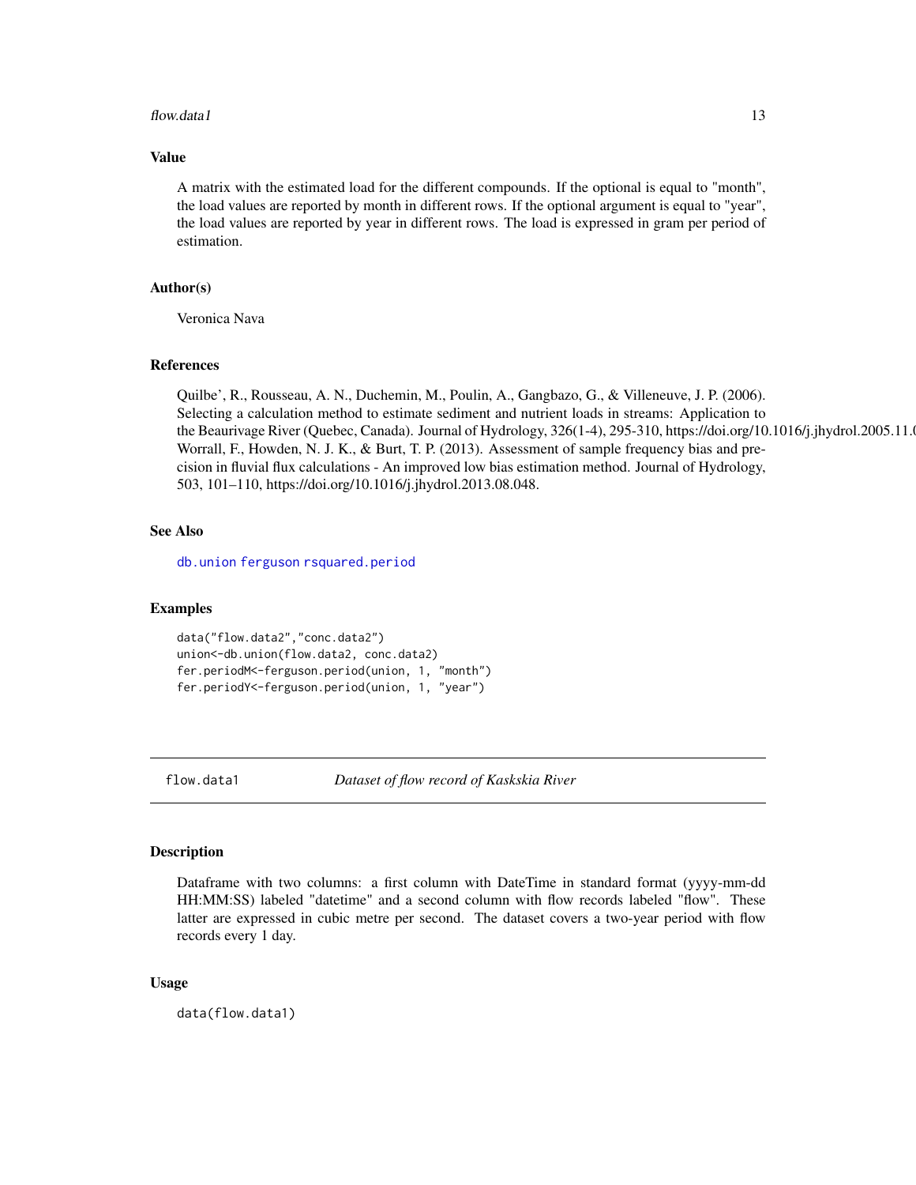## Value

A matrix with the estimated load for the different compounds. If the optional is equal to "month", the load values are reported by month in different rows. If the optional argument is equal to "year", the load values are reported by year in different rows. The load is expressed in gram per period of estimation.

## Author(s)

Veronica Nava

## References

Quilbe', R., Rousseau, A. N., Duchemin, M., Poulin, A., Gangbazo, G., & Villeneuve, J. P. (2006). Selecting a calculation method to estimate sediment and nutrient loads in streams: Application to the Beaurivage River (Quebec, Canada). Journal of Hydrology, 326(1-4), 295-310, https://doi.org/10.1016/j.jhydrol.2005.11.0
Worrall, F., Howden, N. J. K., & Burt, T. P. (2013). Assessment of sample frequency bias and precision in fluvial flux calculations - An improved low bias estimation method. Journal of Hydrology, 503, 101–110, https://doi.org/10.1016/j.jhydrol.2013.08.048.

## See Also

db.union ferguson rsquared.period

## Examples

```
data("flow.data2","conc.data2")
union<-db.union(flow.data2, conc.data2)
fer.periodM<-ferguson.period(union, 1, "month")
fer.periodY<-ferguson.period(union, 1, "year")
```

---

# flow.data1 — *Dataset of flow record of Kaskskia River*

## Description

Dataframe with two columns: a first column with DateTime in standard format (yyyy-mm-dd HH:MM:SS) labeled "datetime" and a second column with flow records labeled "flow". These latter are expressed in cubic metre per second. The dataset covers a two-year period with flow records every 1 day.

## Usage

```
data(flow.data1)
```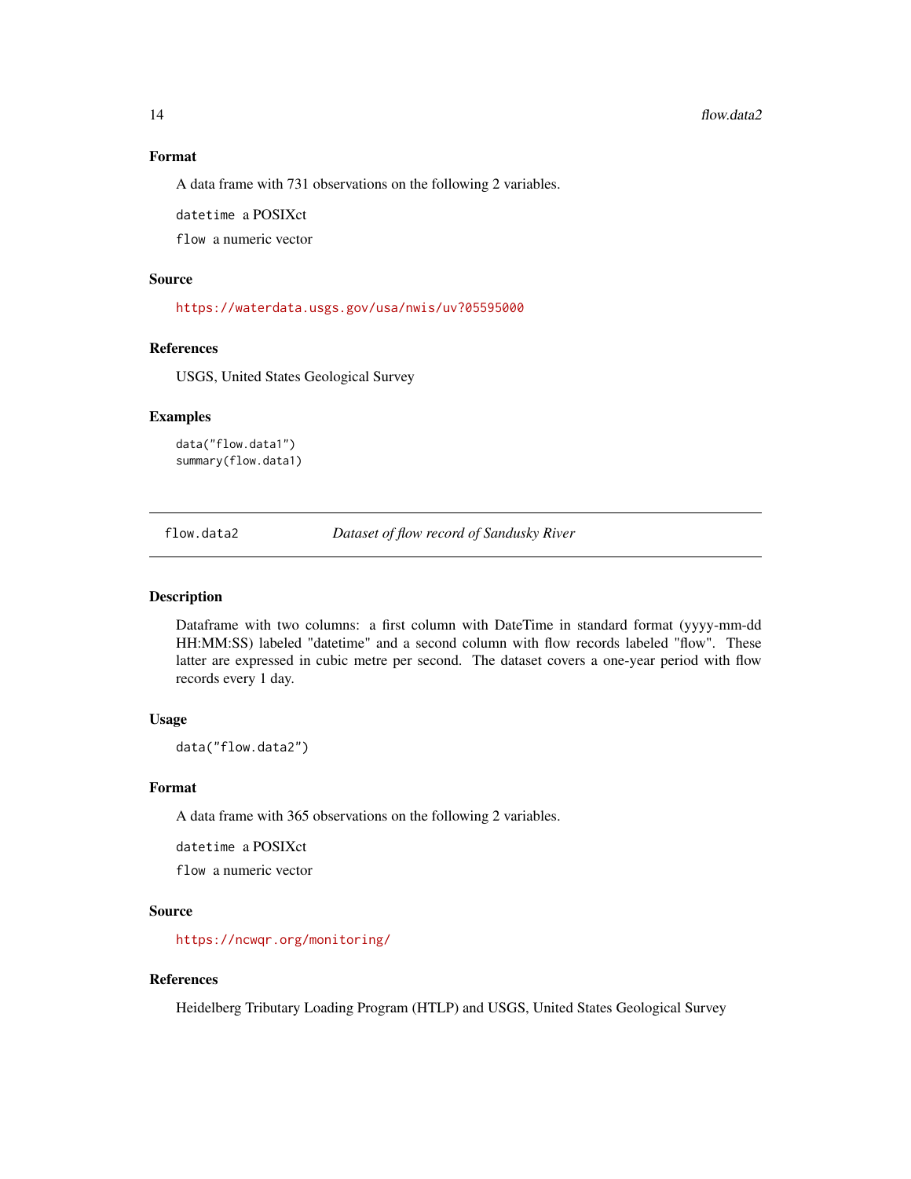### Format

A data frame with 731 observations on the following 2 variables.

`datetime` a POSIXct

`flow` a numeric vector

### Source

https://waterdata.usgs.gov/usa/nwis/uv?05595000

### References

USGS, United States Geological Survey

### Examples

```
data("flow.data1")
summary(flow.data1)
```

---

## flow.data2 *Dataset of flow record of Sandusky River*

### Description

Dataframe with two columns: a first column with DateTime in standard format (yyyy-mm-dd HH:MM:SS) labeled "datetime" and a second column with flow records labeled "flow". These latter are expressed in cubic metre per second. The dataset covers a one-year period with flow records every 1 day.

### Usage

```
data("flow.data2")
```

### Format

A data frame with 365 observations on the following 2 variables.

`datetime` a POSIXct

`flow` a numeric vector

### Source

https://ncwqr.org/monitoring/

### References

Heidelberg Tributary Loading Program (HTLP) and USGS, United States Geological Survey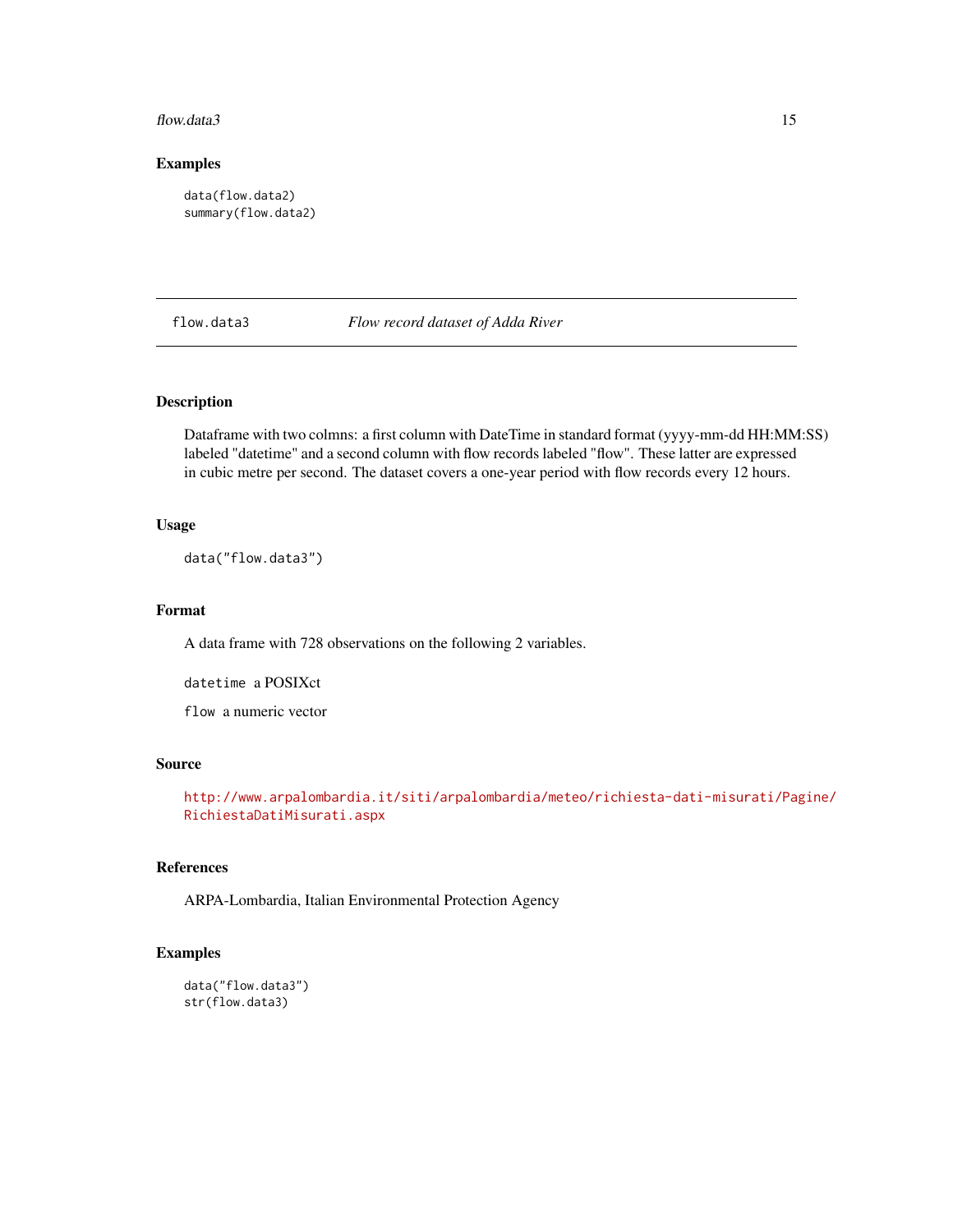## Examples

```
data(flow.data2)
summary(flow.data2)
```

---

## flow.data3 — *Flow record dataset of Adda River*

### Description

Dataframe with two colmns: a first column with DateTime in standard format (yyyy-mm-dd HH:MM:SS) labeled "datetime" and a second column with flow records labeled "flow". These latter are expressed in cubic metre per second. The dataset covers a one-year period with flow records every 12 hours.

### Usage

```
data("flow.data3")
```

### Format

A data frame with 728 observations on the following 2 variables.

`datetime` a POSIXct

`flow` a numeric vector

### Source

http://www.arpalombardia.it/siti/arpalombardia/meteo/richiesta-dati-misurati/Pagine/RichiestaDatiMisurati.aspx

### References

ARPA-Lombardia, Italian Environmental Protection Agency

### Examples

```
data("flow.data3")
str(flow.data3)
```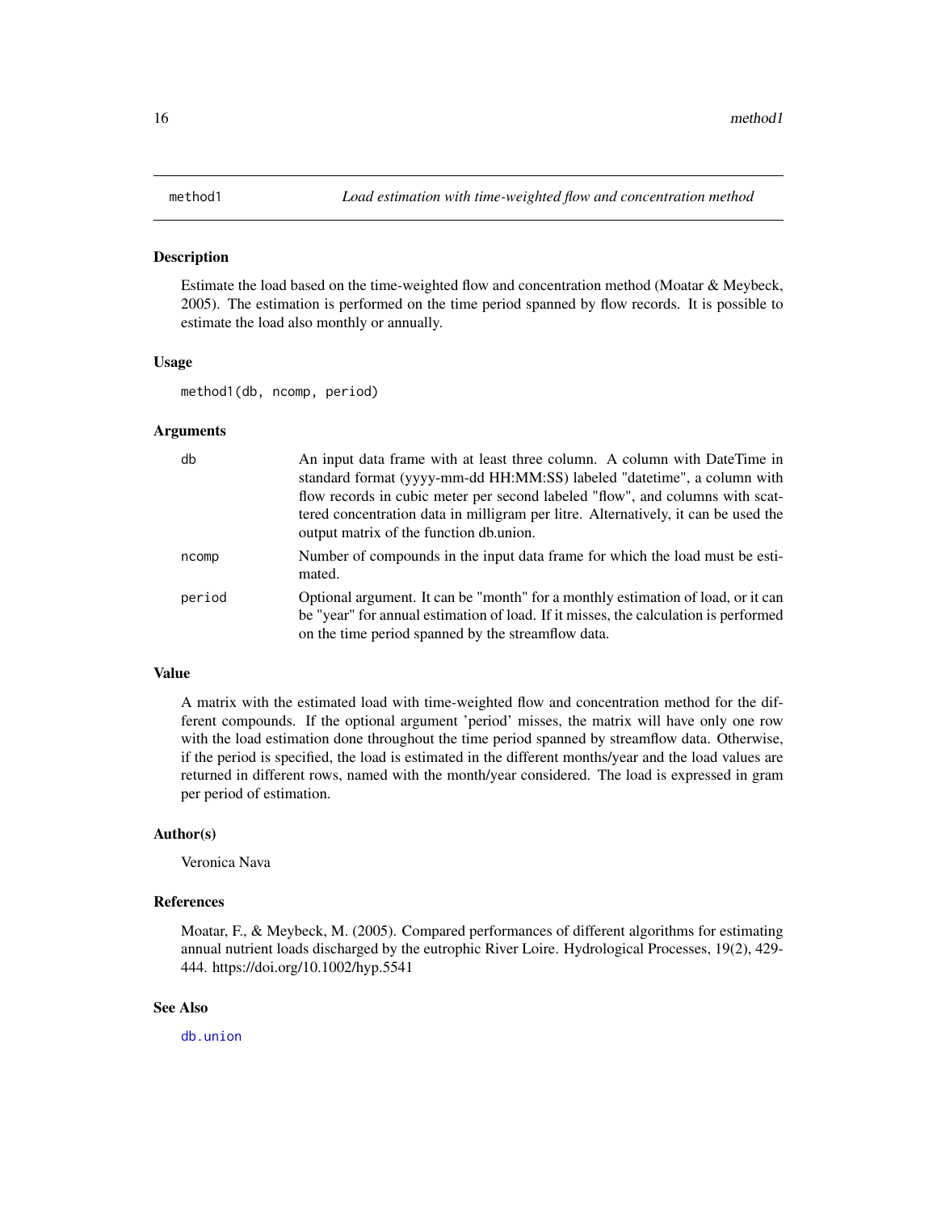# method1 — *Load estimation with time-weighted flow and concentration method*

## Description

Estimate the load based on the time-weighted flow and concentration method (Moatar & Meybeck, 2005). The estimation is performed on the time period spanned by flow records. It is possible to estimate the load also monthly or annually.

## Usage

```
method1(db, ncomp, period)
```

## Arguments

| | |
|---|---|
| `db` | An input data frame with at least three column. A column with DateTime in standard format (yyyy-mm-dd HH:MM:SS) labeled "datetime", a column with flow records in cubic meter per second labeled "flow", and columns with scattered concentration data in milligram per litre. Alternatively, it can be used the output matrix of the function db.union. |
| `ncomp` | Number of compounds in the input data frame for which the load must be estimated. |
| `period` | Optional argument. It can be "month" for a monthly estimation of load, or it can be "year" for annual estimation of load. If it misses, the calculation is performed on the time period spanned by the streamflow data. |

## Value

A matrix with the estimated load with time-weighted flow and concentration method for the different compounds. If the optional argument 'period' misses, the matrix will have only one row with the load estimation done throughout the time period spanned by streamflow data. Otherwise, if the period is specified, the load is estimated in the different months/year and the load values are returned in different rows, named with the month/year considered. The load is expressed in gram per period of estimation.

## Author(s)

Veronica Nava

## References

Moatar, F., & Meybeck, M. (2005). Compared performances of different algorithms for estimating annual nutrient loads discharged by the eutrophic River Loire. Hydrological Processes, 19(2), 429-444. https://doi.org/10.1002/hyp.5541

## See Also

`db.union`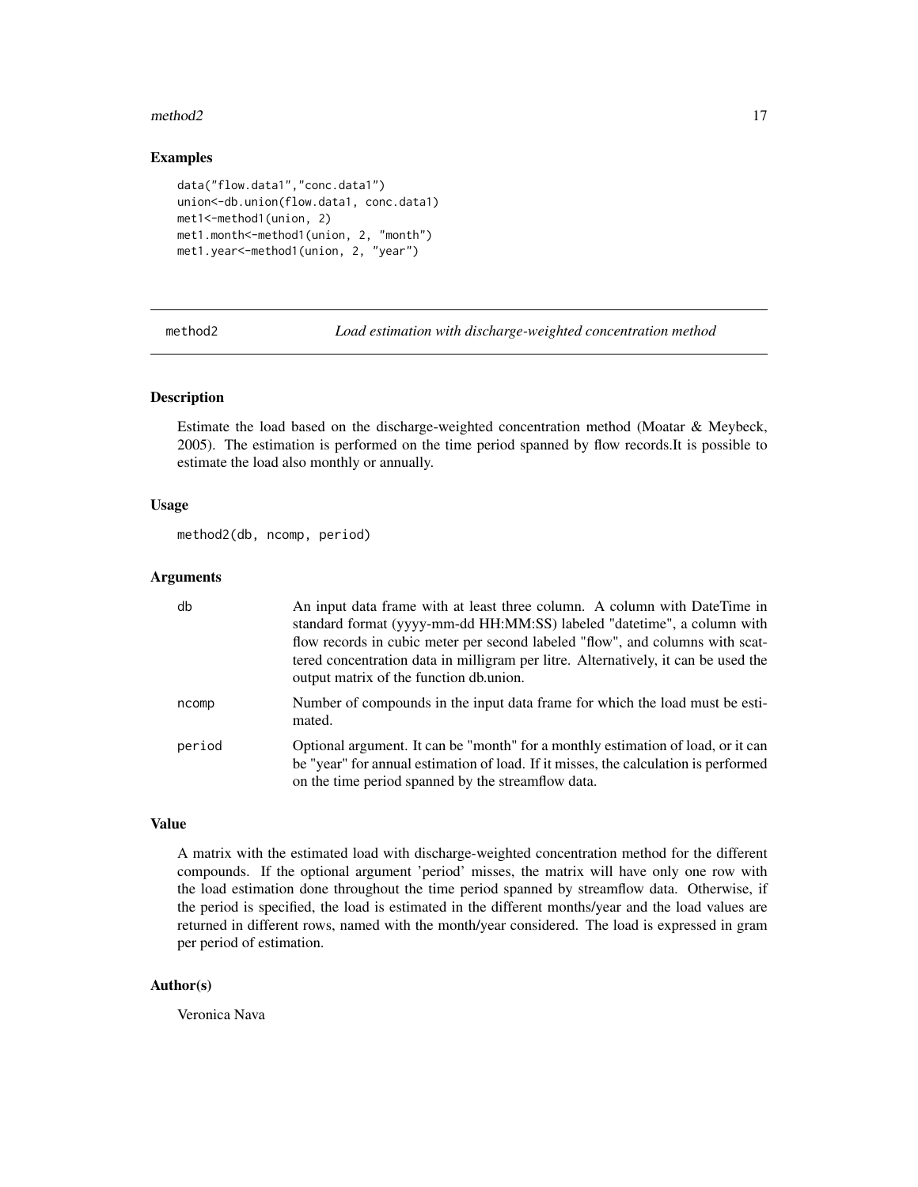### Examples

```
data("flow.data1","conc.data1")
union<-db.union(flow.data1, conc.data1)
met1<-method1(union, 2)
met1.month<-method1(union, 2, "month")
met1.year<-method1(union, 2, "year")
```

---

## method2 — *Load estimation with discharge-weighted concentration method*

---

### Description

Estimate the load based on the discharge-weighted concentration method (Moatar & Meybeck, 2005). The estimation is performed on the time period spanned by flow records.It is possible to estimate the load also monthly or annually.

### Usage

```
method2(db, ncomp, period)
```

### Arguments

| | |
|---|---|
| db | An input data frame with at least three column. A column with DateTime in standard format (yyyy-mm-dd HH:MM:SS) labeled "datetime", a column with flow records in cubic meter per second labeled "flow", and columns with scattered concentration data in milligram per litre. Alternatively, it can be used the output matrix of the function db.union. |
| ncomp | Number of compounds in the input data frame for which the load must be estimated. |
| period | Optional argument. It can be "month" for a monthly estimation of load, or it can be "year" for annual estimation of load. If it misses, the calculation is performed on the time period spanned by the streamflow data. |

### Value

A matrix with the estimated load with discharge-weighted concentration method for the different compounds. If the optional argument 'period' misses, the matrix will have only one row with the load estimation done throughout the time period spanned by streamflow data. Otherwise, if the period is specified, the load is estimated in the different months/year and the load values are returned in different rows, named with the month/year considered. The load is expressed in gram per period of estimation.

### Author(s)

Veronica Nava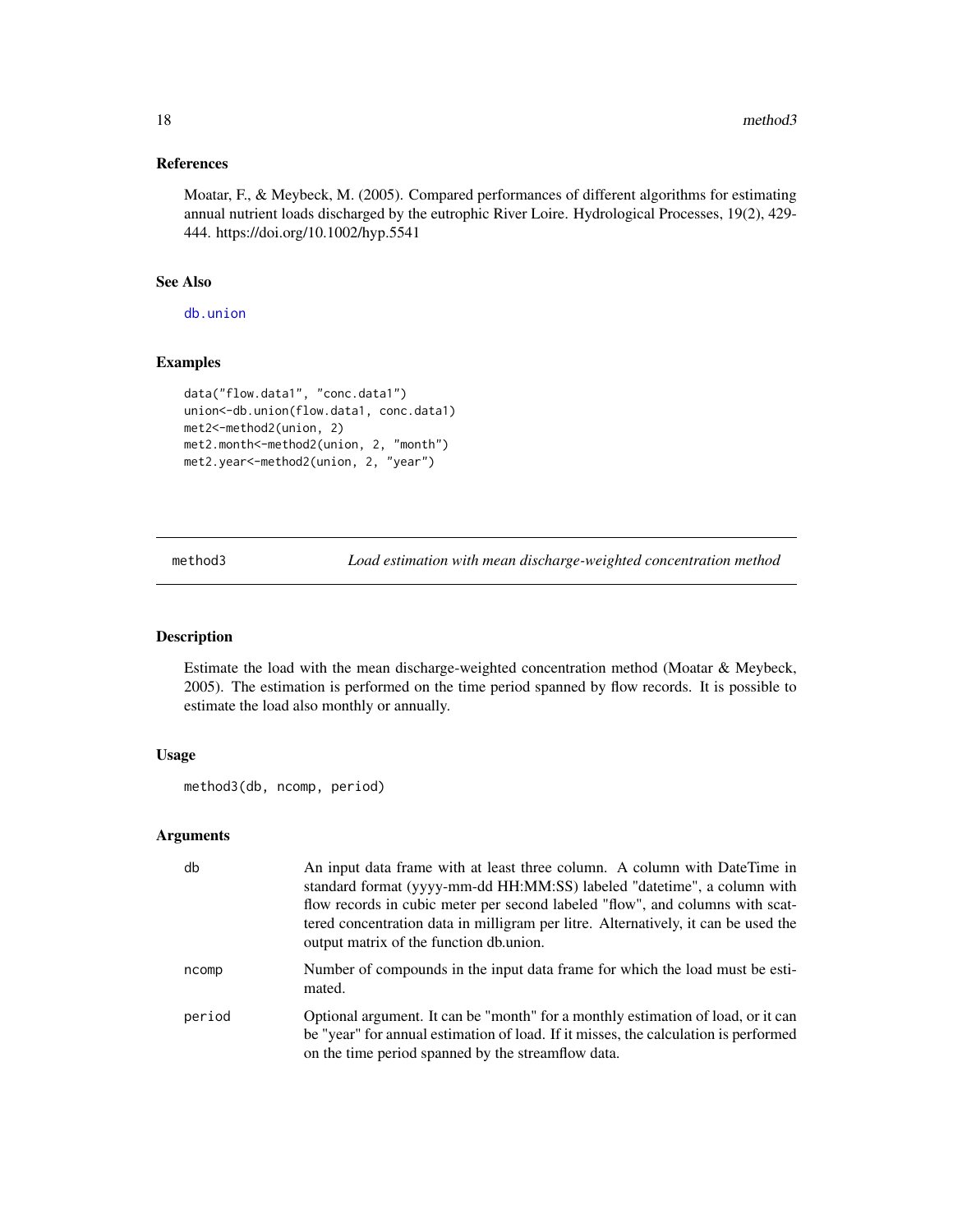### References

Moatar, F., & Meybeck, M. (2005). Compared performances of different algorithms for estimating annual nutrient loads discharged by the eutrophic River Loire. Hydrological Processes, 19(2), 429-444. https://doi.org/10.1002/hyp.5541

### See Also

db.union

### Examples

```
data("flow.data1", "conc.data1")
union<-db.union(flow.data1, conc.data1)
met2<-method2(union, 2)
met2.month<-method2(union, 2, "month")
met2.year<-method2(union, 2, "year")
```

---

## method3 — *Load estimation with mean discharge-weighted concentration method*

### Description

Estimate the load with the mean discharge-weighted concentration method (Moatar & Meybeck, 2005). The estimation is performed on the time period spanned by flow records. It is possible to estimate the load also monthly or annually.

### Usage

```
method3(db, ncomp, period)
```

### Arguments

| | |
|---|---|
| db | An input data frame with at least three column. A column with DateTime in standard format (yyyy-mm-dd HH:MM:SS) labeled "datetime", a column with flow records in cubic meter per second labeled "flow", and columns with scattered concentration data in milligram per litre. Alternatively, it can be used the output matrix of the function db.union. |
| ncomp | Number of compounds in the input data frame for which the load must be estimated. |
| period | Optional argument. It can be "month" for a monthly estimation of load, or it can be "year" for annual estimation of load. If it misses, the calculation is performed on the time period spanned by the streamflow data. |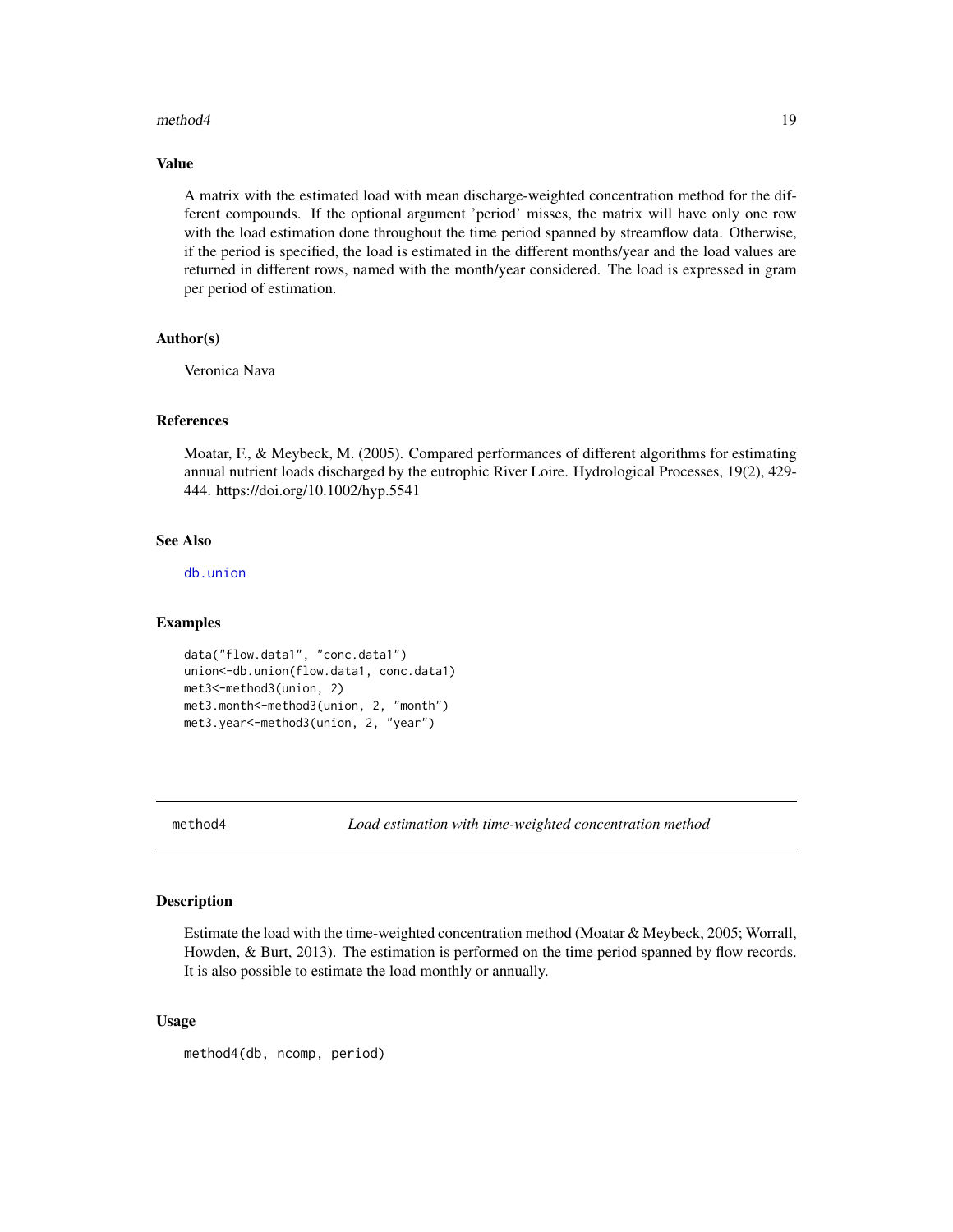### Value

A matrix with the estimated load with mean discharge-weighted concentration method for the different compounds. If the optional argument 'period' misses, the matrix will have only one row with the load estimation done throughout the time period spanned by streamflow data. Otherwise, if the period is specified, the load is estimated in the different months/year and the load values are returned in different rows, named with the month/year considered. The load is expressed in gram per period of estimation.

### Author(s)

Veronica Nava

### References

Moatar, F., & Meybeck, M. (2005). Compared performances of different algorithms for estimating annual nutrient loads discharged by the eutrophic River Loire. Hydrological Processes, 19(2), 429-444. https://doi.org/10.1002/hyp.5541

### See Also

db.union

### Examples

```
data("flow.data1", "conc.data1")
union<-db.union(flow.data1, conc.data1)
met3<-method3(union, 2)
met3.month<-method3(union, 2, "month")
met3.year<-method3(union, 2, "year")
```

---

## method4 — *Load estimation with time-weighted concentration method*

### Description

Estimate the load with the time-weighted concentration method (Moatar & Meybeck, 2005; Worrall, Howden, & Burt, 2013). The estimation is performed on the time period spanned by flow records. It is also possible to estimate the load monthly or annually.

### Usage

```
method4(db, ncomp, period)
```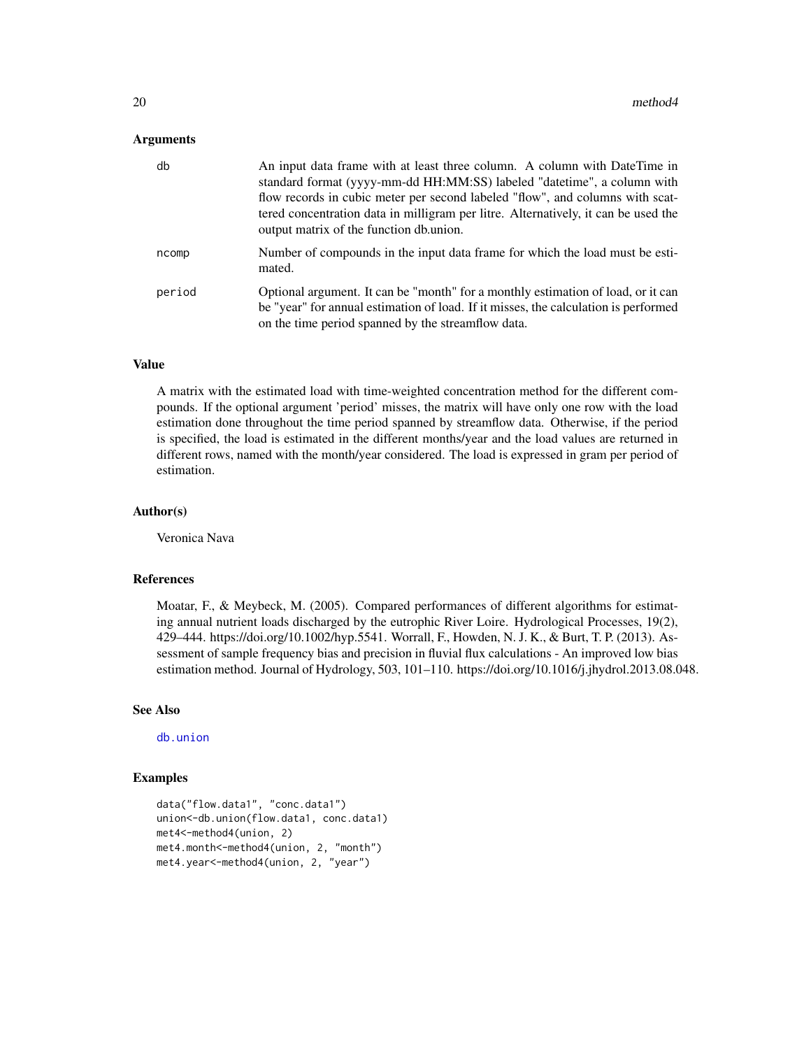### Arguments

| | |
|---|---|
| db | An input data frame with at least three column. A column with DateTime in standard format (yyyy-mm-dd HH:MM:SS) labeled "datetime", a column with flow records in cubic meter per second labeled "flow", and columns with scattered concentration data in milligram per litre. Alternatively, it can be used the output matrix of the function db.union. |
| ncomp | Number of compounds in the input data frame for which the load must be estimated. |
| period | Optional argument. It can be "month" for a monthly estimation of load, or it can be "year" for annual estimation of load. If it misses, the calculation is performed on the time period spanned by the streamflow data. |

### Value

A matrix with the estimated load with time-weighted concentration method for the different compounds. If the optional argument 'period' misses, the matrix will have only one row with the load estimation done throughout the time period spanned by streamflow data. Otherwise, if the period is specified, the load is estimated in the different months/year and the load values are returned in different rows, named with the month/year considered. The load is expressed in gram per period of estimation.

### Author(s)

Veronica Nava

### References

Moatar, F., & Meybeck, M. (2005). Compared performances of different algorithms for estimating annual nutrient loads discharged by the eutrophic River Loire. Hydrological Processes, 19(2), 429–444. https://doi.org/10.1002/hyp.5541. Worrall, F., Howden, N. J. K., & Burt, T. P. (2013). Assessment of sample frequency bias and precision in fluvial flux calculations - An improved low bias estimation method. Journal of Hydrology, 503, 101–110. https://doi.org/10.1016/j.jhydrol.2013.08.048.

### See Also

db.union

### Examples

```
data("flow.data1", "conc.data1")
union<-db.union(flow.data1, conc.data1)
met4<-method4(union, 2)
met4.month<-method4(union, 2, "month")
met4.year<-method4(union, 2, "year")
```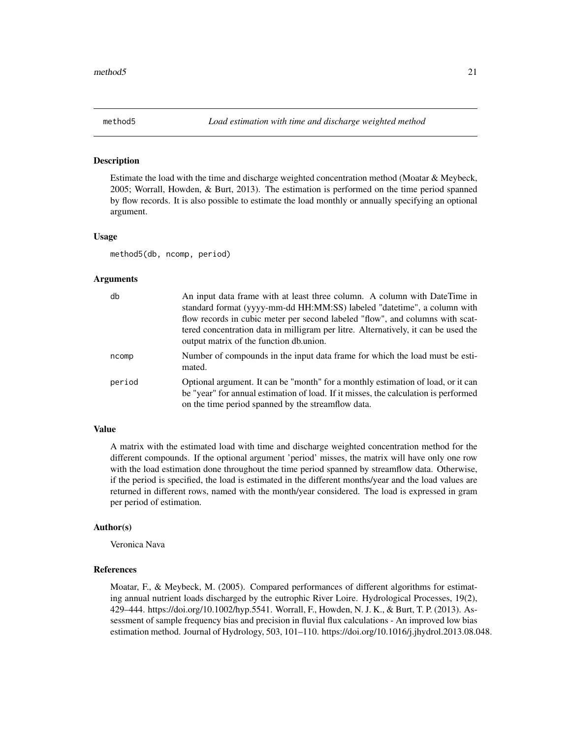## method5 — *Load estimation with time and discharge weighted method*

### Description

Estimate the load with the time and discharge weighted concentration method (Moatar & Meybeck, 2005; Worrall, Howden, & Burt, 2013). The estimation is performed on the time period spanned by flow records. It is also possible to estimate the load monthly or annually specifying an optional argument.

### Usage

```
method5(db, ncomp, period)
```

### Arguments

| | |
|---|---|
| db | An input data frame with at least three column. A column with DateTime in standard format (yyyy-mm-dd HH:MM:SS) labeled "datetime", a column with flow records in cubic meter per second labeled "flow", and columns with scattered concentration data in milligram per litre. Alternatively, it can be used the output matrix of the function db.union. |
| ncomp | Number of compounds in the input data frame for which the load must be estimated. |
| period | Optional argument. It can be "month" for a monthly estimation of load, or it can be "year" for annual estimation of load. If it misses, the calculation is performed on the time period spanned by the streamflow data. |

### Value

A matrix with the estimated load with time and discharge weighted concentration method for the different compounds. If the optional argument 'period' misses, the matrix will have only one row with the load estimation done throughout the time period spanned by streamflow data. Otherwise, if the period is specified, the load is estimated in the different months/year and the load values are returned in different rows, named with the month/year considered. The load is expressed in gram per period of estimation.

### Author(s)

Veronica Nava

### References

Moatar, F., & Meybeck, M. (2005). Compared performances of different algorithms for estimating annual nutrient loads discharged by the eutrophic River Loire. Hydrological Processes, 19(2), 429–444. https://doi.org/10.1002/hyp.5541. Worrall, F., Howden, N. J. K., & Burt, T. P. (2013). Assessment of sample frequency bias and precision in fluvial flux calculations - An improved low bias estimation method. Journal of Hydrology, 503, 101–110. https://doi.org/10.1016/j.jhydrol.2013.08.048.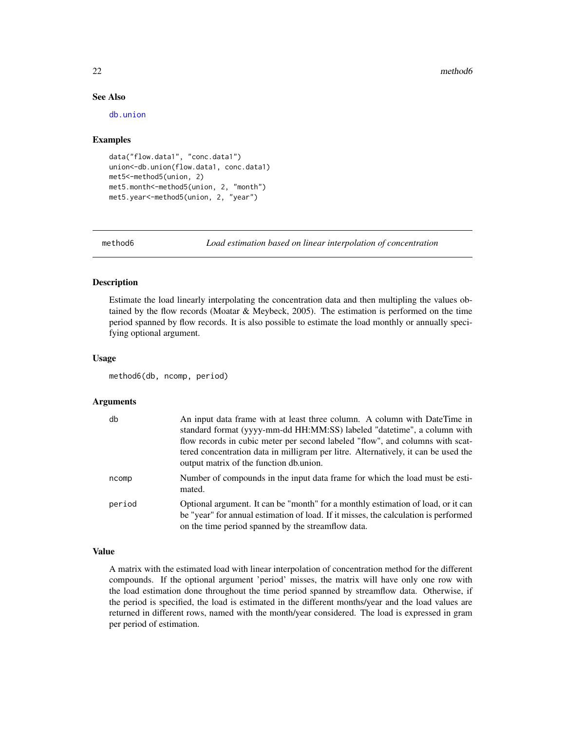### See Also

db.union

### Examples

```
data("flow.data1", "conc.data1")
union<-db.union(flow.data1, conc.data1)
met5<-method5(union, 2)
met5.month<-method5(union, 2, "month")
met5.year<-method5(union, 2, "year")
```

---

## method6 — *Load estimation based on linear interpolation of concentration*

### Description

Estimate the load linearly interpolating the concentration data and then multipling the values obtained by the flow records (Moatar & Meybeck, 2005). The estimation is performed on the time period spanned by flow records. It is also possible to estimate the load monthly or annually specifying optional argument.

### Usage

```
method6(db, ncomp, period)
```

### Arguments

| | |
|---|---|
| db | An input data frame with at least three column. A column with DateTime in standard format (yyyy-mm-dd HH:MM:SS) labeled "datetime", a column with flow records in cubic meter per second labeled "flow", and columns with scattered concentration data in milligram per litre. Alternatively, it can be used the output matrix of the function db.union. |
| ncomp | Number of compounds in the input data frame for which the load must be estimated. |
| period | Optional argument. It can be "month" for a monthly estimation of load, or it can be "year" for annual estimation of load. If it misses, the calculation is performed on the time period spanned by the streamflow data. |

### Value

A matrix with the estimated load with linear interpolation of concentration method for the different compounds. If the optional argument 'period' misses, the matrix will have only one row with the load estimation done throughout the time period spanned by streamflow data. Otherwise, if the period is specified, the load is estimated in the different months/year and the load values are returned in different rows, named with the month/year considered. The load is expressed in gram per period of estimation.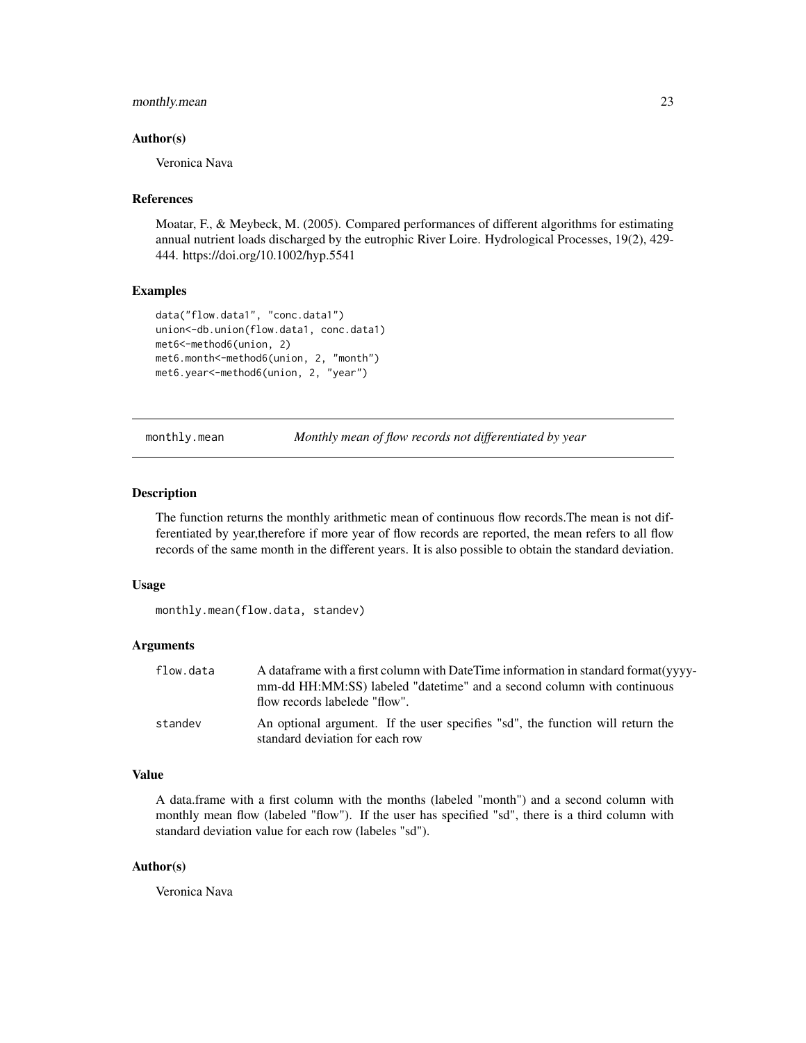### Author(s)

Veronica Nava

### References

Moatar, F., & Meybeck, M. (2005). Compared performances of different algorithms for estimating annual nutrient loads discharged by the eutrophic River Loire. Hydrological Processes, 19(2), 429-444. https://doi.org/10.1002/hyp.5541

### Examples

```
data("flow.data1", "conc.data1")
union<-db.union(flow.data1, conc.data1)
met6<-method6(union, 2)
met6.month<-method6(union, 2, "month")
met6.year<-method6(union, 2, "year")
```

---

## monthly.mean — *Monthly mean of flow records not differentiated by year*

---

### Description

The function returns the monthly arithmetic mean of continuous flow records.The mean is not differentiated by year,therefore if more year of flow records are reported, the mean refers to all flow records of the same month in the different years. It is also possible to obtain the standard deviation.

### Usage

```
monthly.mean(flow.data, standev)
```

### Arguments

| | |
|---|---|
| `flow.data` | A dataframe with a first column with DateTime information in standard format(yyyy-mm-dd HH:MM:SS) labeled "datetime" and a second column with continuous flow records labelede "flow". |
| `standev` | An optional argument. If the user specifies "sd", the function will return the standard deviation for each row |

### Value

A data.frame with a first column with the months (labeled "month") and a second column with monthly mean flow (labeled "flow"). If the user has specified "sd", there is a third column with standard deviation value for each row (labeles "sd").

### Author(s)

Veronica Nava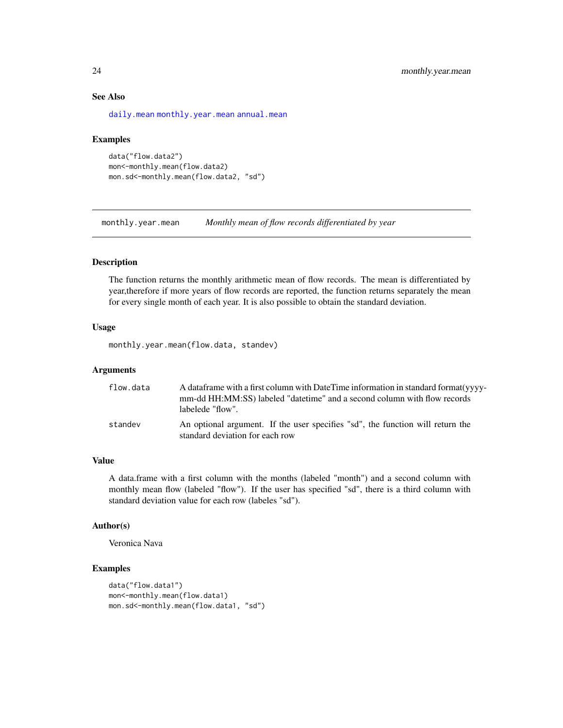### See Also

daily.mean monthly.year.mean annual.mean

### Examples

```
data("flow.data2")
mon<-monthly.mean(flow.data2)
mon.sd<-monthly.mean(flow.data2, "sd")
```

---

## monthly.year.mean — *Monthly mean of flow records differentiated by year*

---

### Description

The function returns the monthly arithmetic mean of flow records. The mean is differentiated by year,therefore if more years of flow records are reported, the function returns separately the mean for every single month of each year. It is also possible to obtain the standard deviation.

### Usage

```
monthly.year.mean(flow.data, standev)
```

### Arguments

| | |
|---|---|
| `flow.data` | A dataframe with a first column with DateTime information in standard format(yyyy-mm-dd HH:MM:SS) labeled "datetime" and a second column with flow records labelede "flow". |
| `standev` | An optional argument. If the user specifies "sd", the function will return the standard deviation for each row |

### Value

A data.frame with a first column with the months (labeled "month") and a second column with monthly mean flow (labeled "flow"). If the user has specified "sd", there is a third column with standard deviation value for each row (labeles "sd").

### Author(s)

Veronica Nava

### Examples

```
data("flow.data1")
mon<-monthly.mean(flow.data1)
mon.sd<-monthly.mean(flow.data1, "sd")
```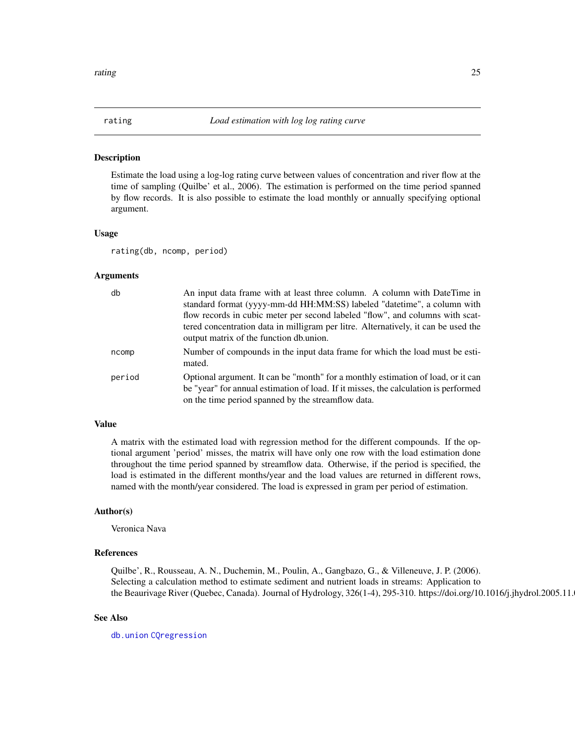## rating — *Load estimation with log log rating curve*

### Description

Estimate the load using a log-log rating curve between values of concentration and river flow at the time of sampling (Quilbe' et al., 2006). The estimation is performed on the time period spanned by flow records. It is also possible to estimate the load monthly or annually specifying optional argument.

### Usage

```
rating(db, ncomp, period)
```

### Arguments

| | |
|---|---|
| db | An input data frame with at least three column. A column with DateTime in standard format (yyyy-mm-dd HH:MM:SS) labeled "datetime", a column with flow records in cubic meter per second labeled "flow", and columns with scattered concentration data in milligram per litre. Alternatively, it can be used the output matrix of the function db.union. |
| ncomp | Number of compounds in the input data frame for which the load must be estimated. |
| period | Optional argument. It can be "month" for a monthly estimation of load, or it can be "year" for annual estimation of load. If it misses, the calculation is performed on the time period spanned by the streamflow data. |

### Value

A matrix with the estimated load with regression method for the different compounds. If the optional argument 'period' misses, the matrix will have only one row with the load estimation done throughout the time period spanned by streamflow data. Otherwise, if the period is specified, the load is estimated in the different months/year and the load values are returned in different rows, named with the month/year considered. The load is expressed in gram per period of estimation.

### Author(s)

Veronica Nava

### References

Quilbe', R., Rousseau, A. N., Duchemin, M., Poulin, A., Gangbazo, G., & Villeneuve, J. P. (2006). Selecting a calculation method to estimate sediment and nutrient loads in streams: Application to the Beaurivage River (Quebec, Canada). Journal of Hydrology, 326(1-4), 295-310. https://doi.org/10.1016/j.jhydrol.2005.11.0

### See Also

db.union CQregression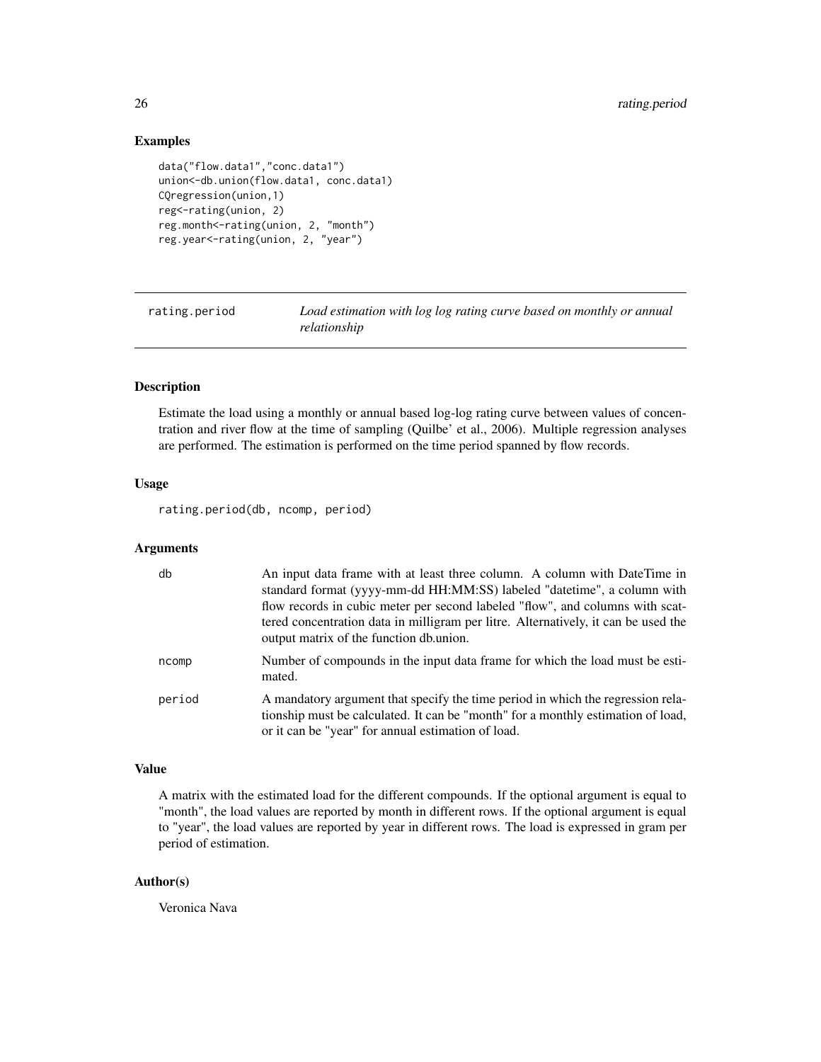### Examples

```
data("flow.data1","conc.data1")
union<-db.union(flow.data1, conc.data1)
CQregression(union,1)
reg<-rating(union, 2)
reg.month<-rating(union, 2, "month")
reg.year<-rating(union, 2, "year")
```

---

## rating.period    *Load estimation with log log rating curve based on monthly or annual relationship*

---

### Description

Estimate the load using a monthly or annual based log-log rating curve between values of concentration and river flow at the time of sampling (Quilbe' et al., 2006). Multiple regression analyses are performed. The estimation is performed on the time period spanned by flow records.

### Usage

```
rating.period(db, ncomp, period)
```

### Arguments

| | |
|---|---|
| db | An input data frame with at least three column. A column with DateTime in standard format (yyyy-mm-dd HH:MM:SS) labeled "datetime", a column with flow records in cubic meter per second labeled "flow", and columns with scattered concentration data in milligram per litre. Alternatively, it can be used the output matrix of the function db.union. |
| ncomp | Number of compounds in the input data frame for which the load must be estimated. |
| period | A mandatory argument that specify the time period in which the regression relationship must be calculated. It can be "month" for a monthly estimation of load, or it can be "year" for annual estimation of load. |

### Value

A matrix with the estimated load for the different compounds. If the optional argument is equal to "month", the load values are reported by month in different rows. If the optional argument is equal to "year", the load values are reported by year in different rows. The load is expressed in gram per period of estimation.

### Author(s)

Veronica Nava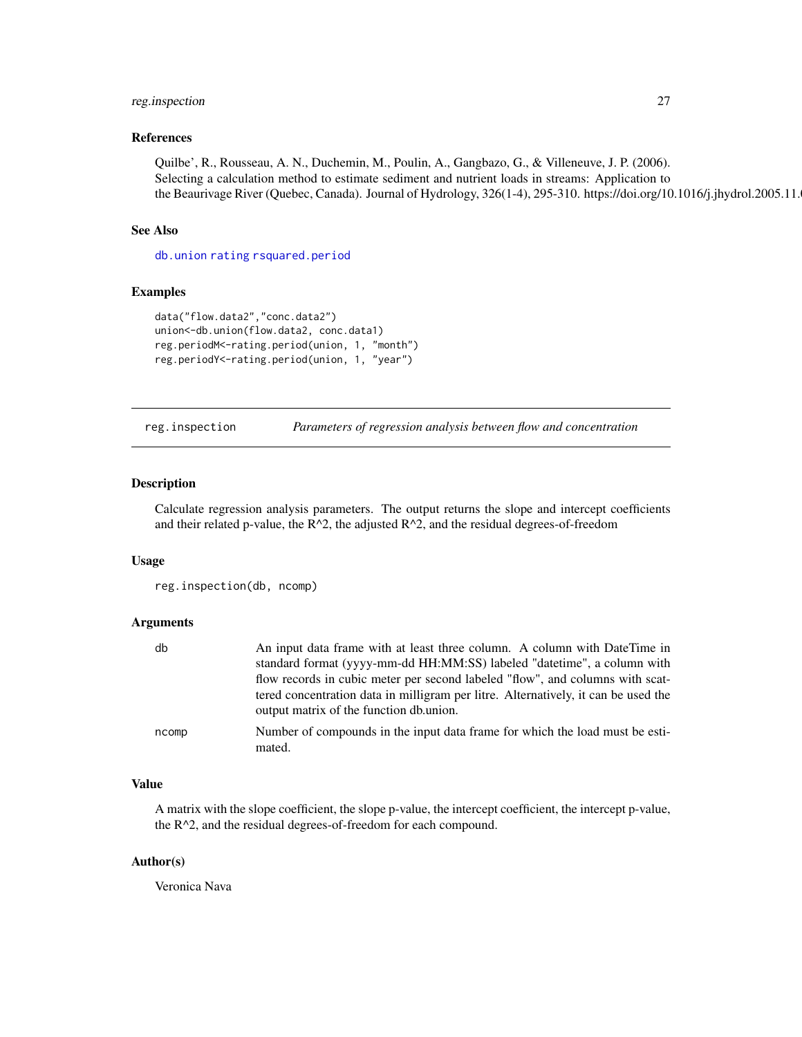### References

Quilbe', R., Rousseau, A. N., Duchemin, M., Poulin, A., Gangbazo, G., & Villeneuve, J. P. (2006). Selecting a calculation method to estimate sediment and nutrient loads in streams: Application to the Beaurivage River (Quebec, Canada). Journal of Hydrology, 326(1-4), 295-310. https://doi.org/10.1016/j.jhydrol.2005.11.0

### See Also

db.union rating rsquared.period

### Examples

```
data("flow.data2","conc.data2")
union<-db.union(flow.data2, conc.data1)
reg.periodM<-rating.period(union, 1, "month")
reg.periodY<-rating.period(union, 1, "year")
```

---

## reg.inspection — *Parameters of regression analysis between flow and concentration*

### Description

Calculate regression analysis parameters. The output returns the slope and intercept coefficients and their related p-value, the R^2, the adjusted R^2, and the residual degrees-of-freedom

### Usage

```
reg.inspection(db, ncomp)
```

### Arguments

| | |
|---|---|
| db | An input data frame with at least three column. A column with DateTime in standard format (yyyy-mm-dd HH:MM:SS) labeled "datetime", a column with flow records in cubic meter per second labeled "flow", and columns with scattered concentration data in milligram per litre. Alternatively, it can be used the output matrix of the function db.union. |
| ncomp | Number of compounds in the input data frame for which the load must be estimated. |

### Value

A matrix with the slope coefficient, the slope p-value, the intercept coefficient, the intercept p-value, the R^2, and the residual degrees-of-freedom for each compound.

### Author(s)

Veronica Nava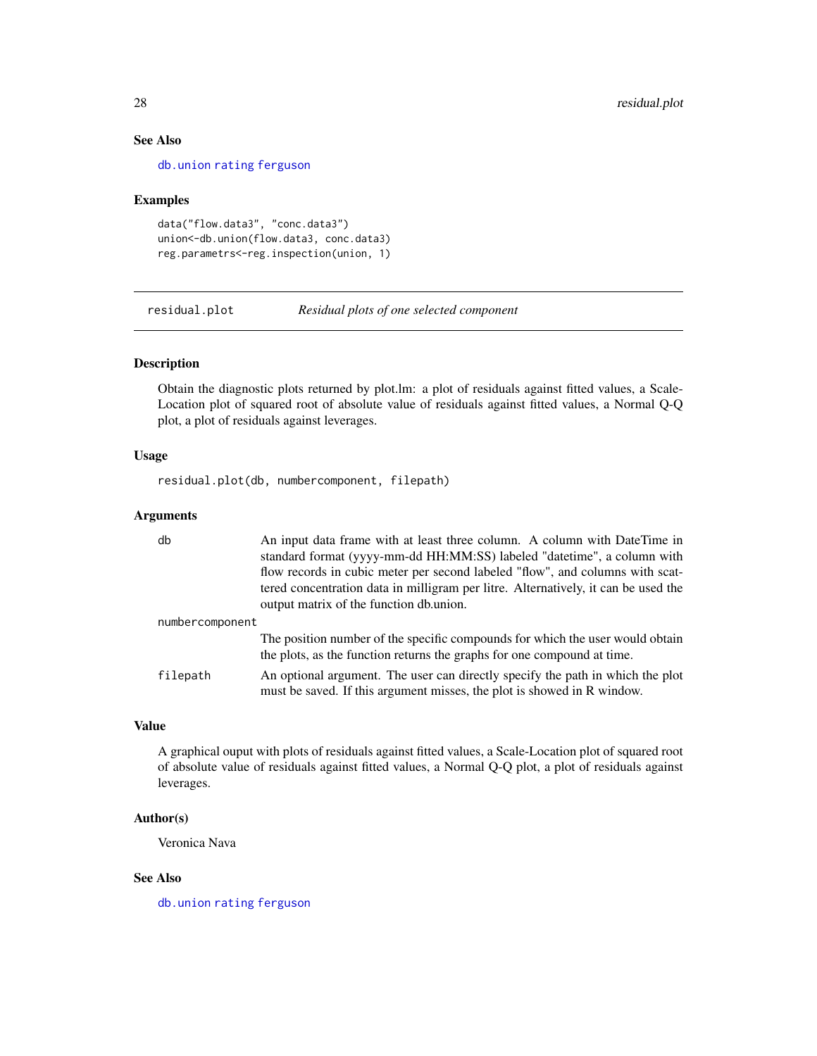### See Also

db.union rating ferguson

### Examples

```
data("flow.data3", "conc.data3")
union<-db.union(flow.data3, conc.data3)
reg.parametrs<-reg.inspection(union, 1)
```

---

## residual.plot *Residual plots of one selected component*

### Description

Obtain the diagnostic plots returned by plot.lm: a plot of residuals against fitted values, a Scale-Location plot of squared root of absolute value of residuals against fitted values, a Normal Q-Q plot, a plot of residuals against leverages.

### Usage

```
residual.plot(db, numbercomponent, filepath)
```

### Arguments

| | |
|---|---|
| db | An input data frame with at least three column. A column with DateTime in standard format (yyyy-mm-dd HH:MM:SS) labeled "datetime", a column with flow records in cubic meter per second labeled "flow", and columns with scattered concentration data in milligram per litre. Alternatively, it can be used the output matrix of the function db.union. |
| numbercomponent | The position number of the specific compounds for which the user would obtain the plots, as the function returns the graphs for one compound at time. |
| filepath | An optional argument. The user can directly specify the path in which the plot must be saved. If this argument misses, the plot is showed in R window. |

### Value

A graphical ouput with plots of residuals against fitted values, a Scale-Location plot of squared root of absolute value of residuals against fitted values, a Normal Q-Q plot, a plot of residuals against leverages.

### Author(s)

Veronica Nava

### See Also

db.union rating ferguson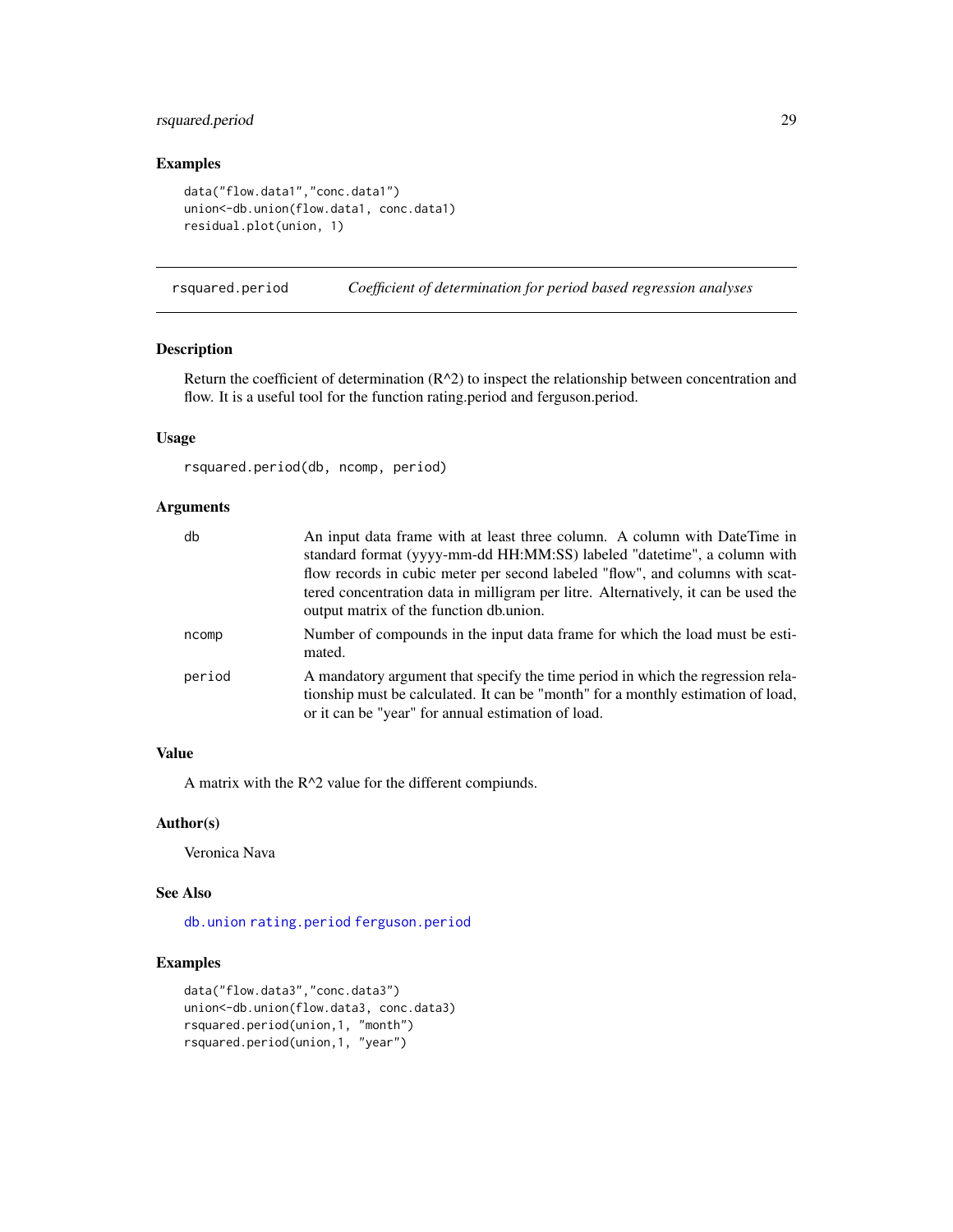## Examples

```
data("flow.data1","conc.data1")
union<-db.union(flow.data1, conc.data1)
residual.plot(union, 1)
```

---

# rsquared.period — *Coefficient of determination for period based regression analyses*

---

### Description

Return the coefficient of determination (R^2) to inspect the relationship between concentration and flow. It is a useful tool for the function rating.period and ferguson.period.

### Usage

```
rsquared.period(db, ncomp, period)
```

### Arguments

| | |
|---|---|
| db | An input data frame with at least three column. A column with DateTime in standard format (yyyy-mm-dd HH:MM:SS) labeled "datetime", a column with flow records in cubic meter per second labeled "flow", and columns with scattered concentration data in milligram per litre. Alternatively, it can be used the output matrix of the function db.union. |
| ncomp | Number of compounds in the input data frame for which the load must be estimated. |
| period | A mandatory argument that specify the time period in which the regression relationship must be calculated. It can be "month" for a monthly estimation of load, or it can be "year" for annual estimation of load. |

### Value

A matrix with the R^2 value for the different compiunds.

### Author(s)

Veronica Nava

### See Also

db.union rating.period ferguson.period

### Examples

```
data("flow.data3","conc.data3")
union<-db.union(flow.data3, conc.data3)
rsquared.period(union,1, "month")
rsquared.period(union,1, "year")
```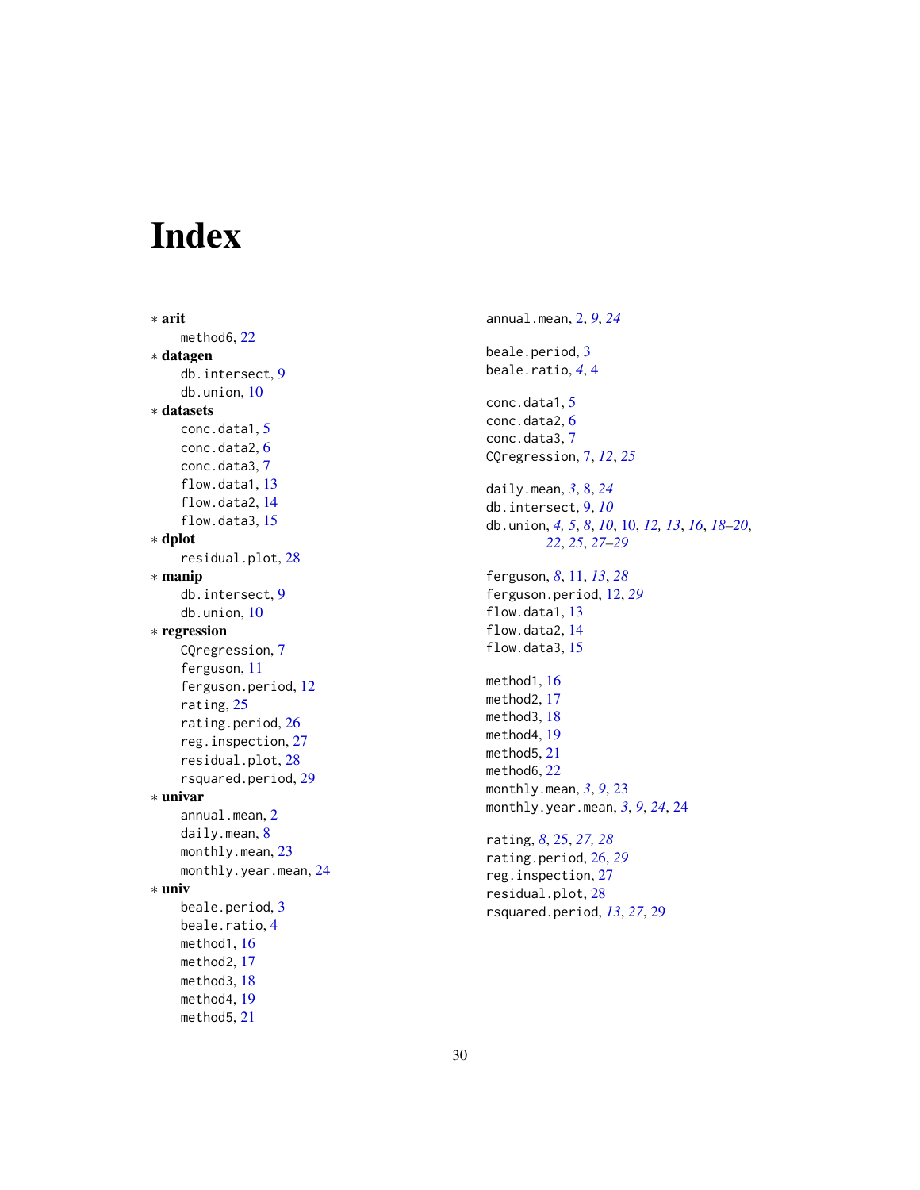# Index

* **arit**
  method6, 22
* **datagen**
  db.intersect, 9
  db.union, 10
* **datasets**
  conc.data1, 5
  conc.data2, 6
  conc.data3, 7
  flow.data1, 13
  flow.data2, 14
  flow.data3, 15
* **dplot**
  residual.plot, 28
* **manip**
  db.intersect, 9
  db.union, 10
* **regression**
  CQregression, 7
  ferguson, 11
  ferguson.period, 12
  rating, 25
  rating.period, 26
  reg.inspection, 27
  residual.plot, 28
  rsquared.period, 29
* **univar**
  annual.mean, 2
  daily.mean, 8
  monthly.mean, 23
  monthly.year.mean, 24
* **univ**
  beale.period, 3
  beale.ratio, 4
  method1, 16
  method2, 17
  method3, 18
  method4, 19
  method5, 21

annual.mean, 2, *9*, *24*

beale.period, 3
beale.ratio, *4*, 4

conc.data1, 5
conc.data2, 6
conc.data3, 7
CQregression, 7, *12*, *25*

daily.mean, *3*, 8, *24*
db.intersect, 9, *10*
db.union, *4, 5*, *8*, *10*, 10, *12, 13*, *16*, *18–20*, *22*, *25*, *27–29*

ferguson, *8*, 11, *13*, *28*
ferguson.period, 12, *29*
flow.data1, 13
flow.data2, 14
flow.data3, 15

method1, 16
method2, 17
method3, 18
method4, 19
method5, 21
method6, 22
monthly.mean, *3*, *9*, 23
monthly.year.mean, *3*, *9*, *24*, 24

rating, *8*, 25, *27, 28*
rating.period, 26, *29*
reg.inspection, 27
residual.plot, 28
rsquared.period, *13*, *27*, 29